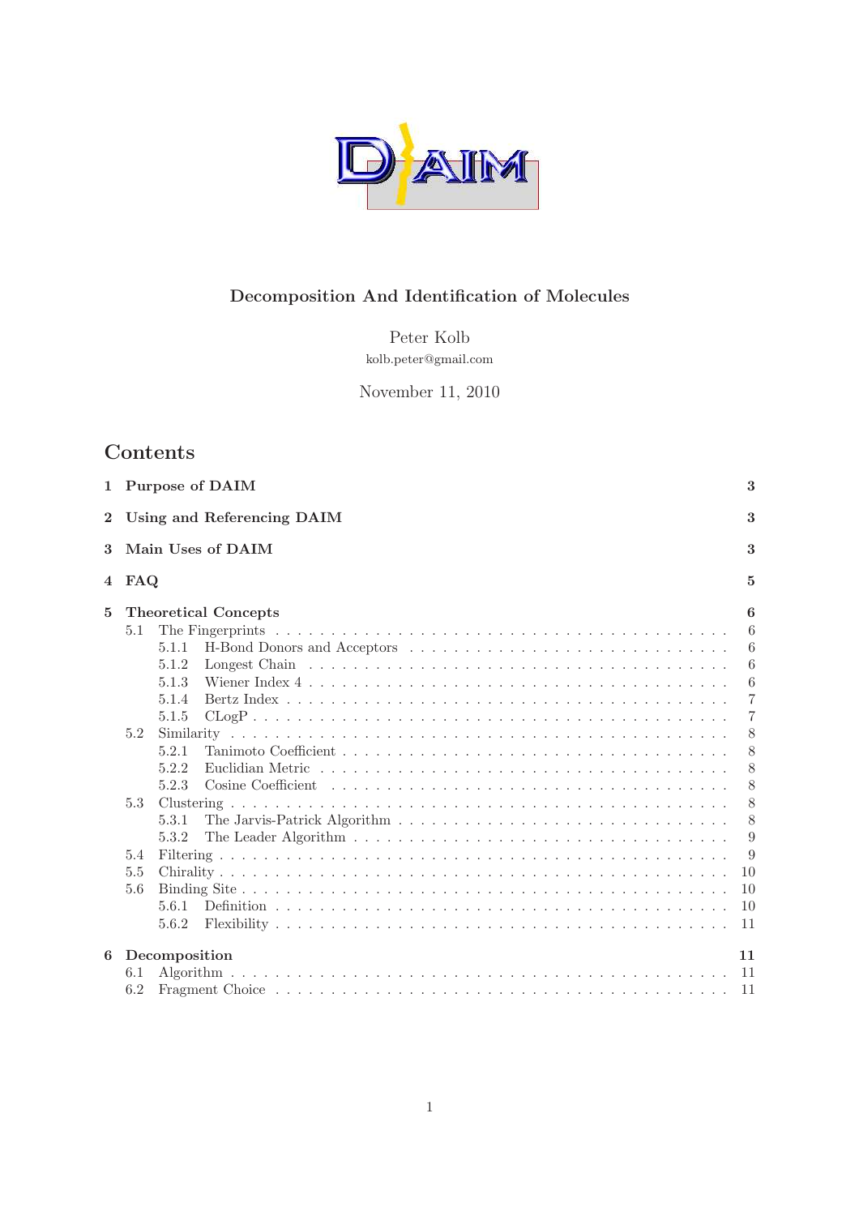# Decomposition And Identification of Molecules

Peter Kolb
kolb.peter@gmail.com

November 11, 2010

## Contents

- 1 Purpose of DAIM — 3
- 2 Using and Referencing DAIM — 3
- 3 Main Uses of DAIM — 3
- 4 FAQ — 5
- 5 Theoretical Concepts — 6
  - 5.1 The Fingerprints — 6
    - 5.1.1 H-Bond Donors and Acceptors — 6
    - 5.1.2 Longest Chain — 6
    - 5.1.3 Wiener Index 4 — 6
    - 5.1.4 Bertz Index — 7
    - 5.1.5 CLogP — 7
  - 5.2 Similarity — 8
    - 5.2.1 Tanimoto Coefficient — 8
    - 5.2.2 Euclidian Metric — 8
    - 5.2.3 Cosine Coefficient — 8
  - 5.3 Clustering — 8
    - 5.3.1 The Jarvis-Patrick Algorithm — 8
    - 5.3.2 The Leader Algorithm — 9
  - 5.4 Filtering — 9
  - 5.5 Chirality — 10
  - 5.6 Binding Site — 10
    - 5.6.1 Definition — 10
    - 5.6.2 Flexibility — 11
- 6 Decomposition — 11
  - 6.1 Algorithm — 11
  - 6.2 Fragment Choice — 11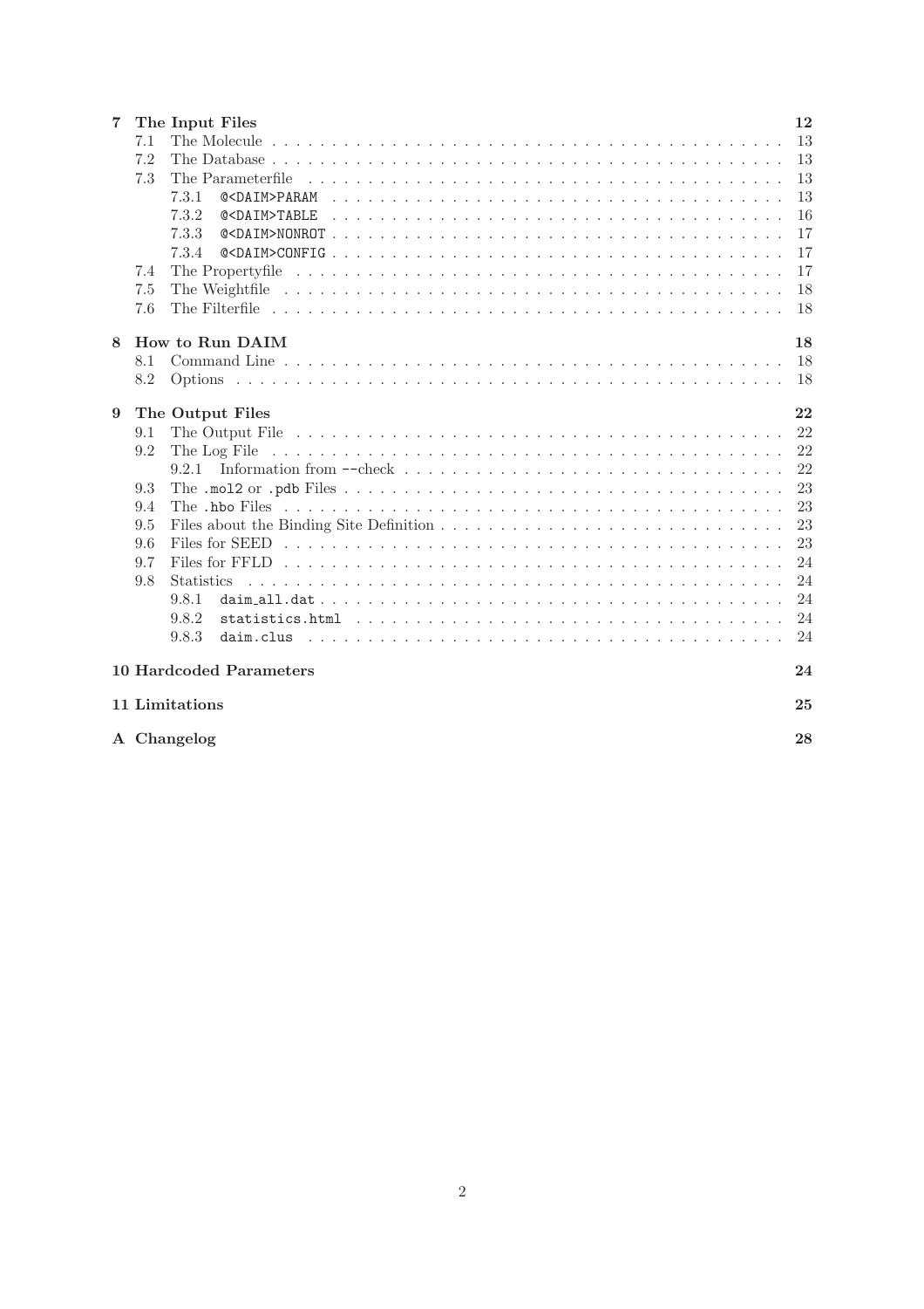- **7 The Input Files** — 12
  - 7.1 The Molecule — 13
  - 7.2 The Database — 13
  - 7.3 The Parameterfile — 13
    - 7.3.1 `@<DAIM>PARAM` — 13
    - 7.3.2 `@<DAIM>TABLE` — 16
    - 7.3.3 `@<DAIM>NONROT` — 17
    - 7.3.4 `@<DAIM>CONFIG` — 17
  - 7.4 The Propertyfile — 17
  - 7.5 The Weightfile — 18
  - 7.6 The Filterfile — 18
- **8 How to Run DAIM** — 18
  - 8.1 Command Line — 18
  - 8.2 Options — 18
- **9 The Output Files** — 22
  - 9.1 The Output File — 22
  - 9.2 The Log File — 22
    - 9.2.1 Information from `--check` — 22
  - 9.3 The `.mol2` or `.pdb` Files — 23
  - 9.4 The `.hbo` Files — 23
  - 9.5 Files about the Binding Site Definition — 23
  - 9.6 Files for SEED — 23
  - 9.7 Files for FFLD — 24
  - 9.8 Statistics — 24
    - 9.8.1 `daim_all.dat` — 24
    - 9.8.2 `statistics.html` — 24
    - 9.8.3 `daim.clus` — 24
- **10 Hardcoded Parameters** — 24
- **11 Limitations** — 25
- **A Changelog** — 28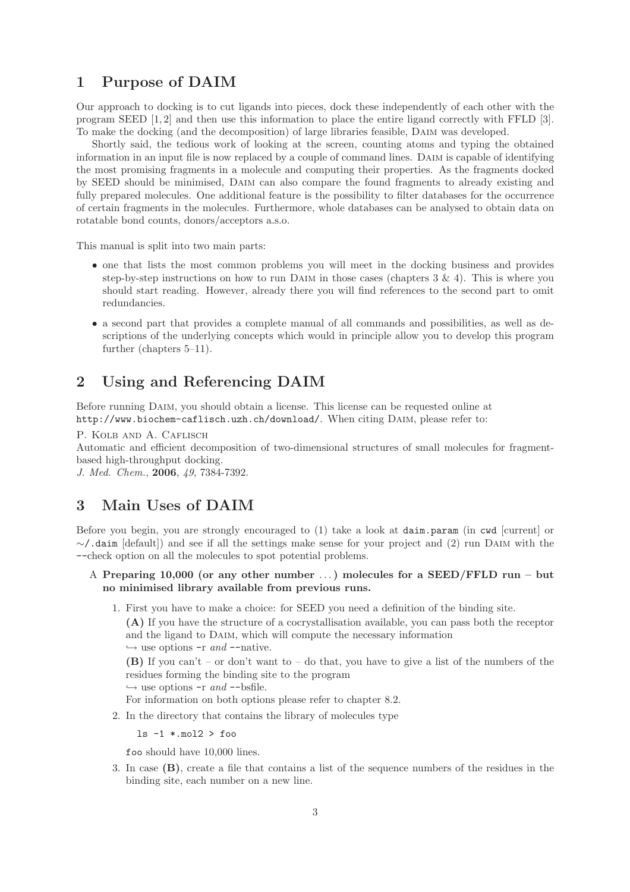# 1 Purpose of DAIM

Our approach to docking is to cut ligands into pieces, dock these independently of each other with the program SEED [1, 2] and then use this information to place the entire ligand correctly with FFLD [3]. To make the docking (and the decomposition) of large libraries feasible, DAIM was developed.

Shortly said, the tedious work of looking at the screen, counting atoms and typing the obtained information in an input file is now replaced by a couple of command lines. DAIM is capable of identifying the most promising fragments in a molecule and computing their properties. As the fragments docked by SEED should be minimised, DAIM can also compare the found fragments to already existing and fully prepared molecules. One additional feature is the possibility to filter databases for the occurrence of certain fragments in the molecules. Furthermore, whole databases can be analysed to obtain data on rotatable bond counts, donors/acceptors a.s.o.

This manual is split into two main parts:

- one that lists the most common problems you will meet in the docking business and provides step-by-step instructions on how to run DAIM in those cases (chapters 3 & 4). This is where you should start reading. However, already there you will find references to the second part to omit redundancies.
- a second part that provides a complete manual of all commands and possibilities, as well as descriptions of the underlying concepts which would in principle allow you to develop this program further (chapters 5–11).

# 2 Using and Referencing DAIM

Before running DAIM, you should obtain a license. This license can be requested online at `http://www.biochem-caflisch.uzh.ch/download/`. When citing DAIM, please refer to:

P. KOLB AND A. CAFLISCH
Automatic and efficient decomposition of two-dimensional structures of small molecules for fragment-based high-throughput docking.
*J. Med. Chem.*, **2006**, *49*, 7384-7392.

# 3 Main Uses of DAIM

Before you begin, you are strongly encouraged to (1) take a look at `daim.param` (in `cwd` [current] or `~/.daim` [default]) and see if all the settings make sense for your project and (2) run DAIM with the --check option on all the molecules to spot potential problems.

A **Preparing 10,000 (or any other number ...) molecules for a SEED/FFLD run – but no minimised library available from previous runs.**

1. First you have to make a choice: for SEED you need a definition of the binding site.

   **(A)** If you have the structure of a cocrystallisation available, you can pass both the receptor and the ligand to DAIM, which will compute the necessary information
   ↪ use options -r *and* --native.

   **(B)** If you can't – or don't want to – do that, you have to give a list of the numbers of the residues forming the binding site to the program
   ↪ use options -r *and* --bsfile.

   For information on both options please refer to chapter 8.2.

2. In the directory that contains the library of molecules type

   ```
   ls -1 *.mol2 > foo
   ```

   `foo` should have 10,000 lines.

3. In case **(B)**, create a file that contains a list of the sequence numbers of the residues in the binding site, each number on a new line.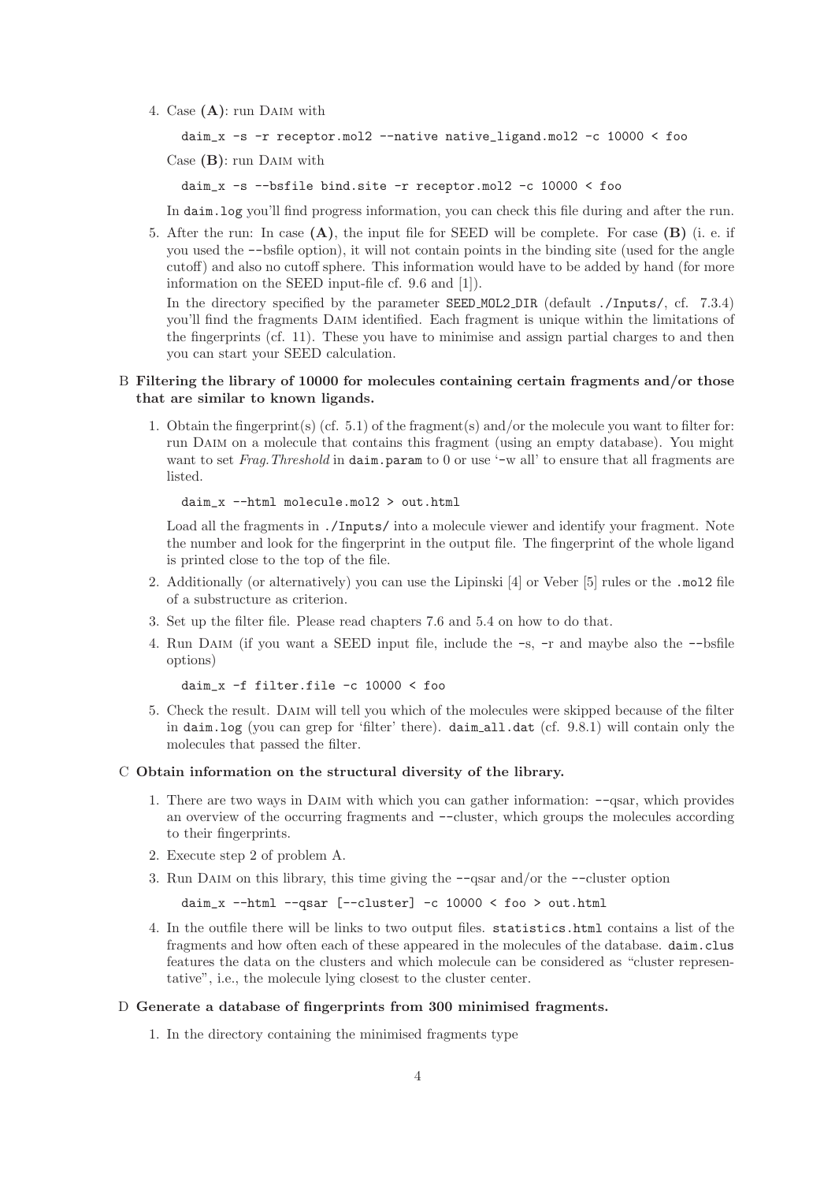4. Case **(A)**: run Daim with

   ```
   daim_x -s -r receptor.mol2 --native native_ligand.mol2 -c 10000 < foo
   ```

   Case **(B)**: run Daim with

   ```
   daim_x -s --bsfile bind.site -r receptor.mol2 -c 10000 < foo
   ```

   In `daim.log` you'll find progress information, you can check this file during and after the run.

5. After the run: In case **(A)**, the input file for SEED will be complete. For case **(B)** (i. e. if you used the --bsfile option), it will not contain points in the binding site (used for the angle cutoff) and also no cutoff sphere. This information would have to be added by hand (for more information on the SEED input-file cf. 9.6 and [1]).

   In the directory specified by the parameter `SEED_MOL2_DIR` (default `./Inputs/`, cf. 7.3.4) you'll find the fragments Daim identified. Each fragment is unique within the limitations of the fingerprints (cf. 11). These you have to minimise and assign partial charges to and then you can start your SEED calculation.

## B Filtering the library of 10000 for molecules containing certain fragments and/or those that are similar to known ligands.

1. Obtain the fingerprint(s) (cf. 5.1) of the fragment(s) and/or the molecule you want to filter for: run Daim on a molecule that contains this fragment (using an empty database). You might want to set *Frag.Threshold* in `daim.param` to 0 or use '-w all' to ensure that all fragments are listed.

   ```
   daim_x --html molecule.mol2 > out.html
   ```

   Load all the fragments in `./Inputs/` into a molecule viewer and identify your fragment. Note the number and look for the fingerprint in the output file. The fingerprint of the whole ligand is printed close to the top of the file.

2. Additionally (or alternatively) you can use the Lipinski [4] or Veber [5] rules or the `.mol2` file of a substructure as criterion.

3. Set up the filter file. Please read chapters 7.6 and 5.4 on how to do that.

4. Run Daim (if you want a SEED input file, include the -s, -r and maybe also the --bsfile options)

   ```
   daim_x -f filter.file -c 10000 < foo
   ```

5. Check the result. Daim will tell you which of the molecules were skipped because of the filter in `daim.log` (you can grep for 'filter' there). `daim_all.dat` (cf. 9.8.1) will contain only the molecules that passed the filter.

## C Obtain information on the structural diversity of the library.

1. There are two ways in Daim with which you can gather information: --qsar, which provides an overview of the occurring fragments and --cluster, which groups the molecules according to their fingerprints.

2. Execute step 2 of problem A.

3. Run Daim on this library, this time giving the --qsar and/or the --cluster option

   ```
   daim_x --html --qsar [--cluster] -c 10000 < foo > out.html
   ```

4. In the outfile there will be links to two output files. `statistics.html` contains a list of the fragments and how often each of these appeared in the molecules of the database. `daim.clus` features the data on the clusters and which molecule can be considered as "cluster representative", i.e., the molecule lying closest to the cluster center.

## D Generate a database of fingerprints from 300 minimised fragments.

1. In the directory containing the minimised fragments type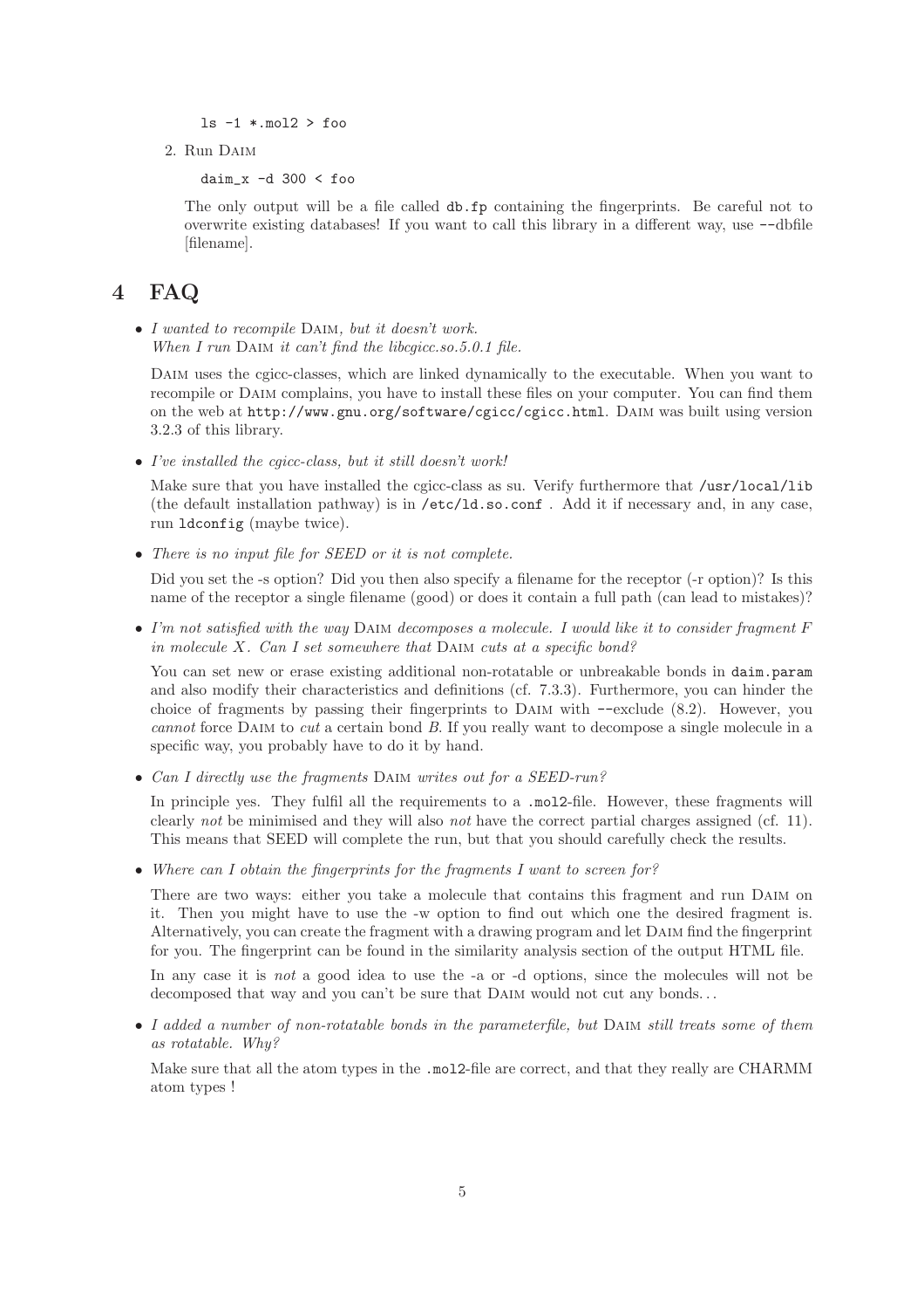```
ls -1 *.mol2 > foo
```

2. Run Daim

   ```
   daim_x -d 300 < foo
   ```

   The only output will be a file called `db.fp` containing the fingerprints. Be careful not to overwrite existing databases! If you want to call this library in a different way, use --dbfile [filename].

# 4 FAQ

- *I wanted to recompile* Daim*, but it doesn't work.*
  *When I run* Daim *it can't find the libcgicc.so.5.0.1 file.*

  Daim uses the cgicc-classes, which are linked dynamically to the executable. When you want to recompile or Daim complains, you have to install these files on your computer. You can find them on the web at `http://www.gnu.org/software/cgicc/cgicc.html`. Daim was built using version 3.2.3 of this library.

- *I've installed the cgicc-class, but it still doesn't work!*

  Make sure that you have installed the cgicc-class as su. Verify furthermore that `/usr/local/lib` (the default installation pathway) is in `/etc/ld.so.conf` . Add it if necessary and, in any case, run `ldconfig` (maybe twice).

- *There is no input file for SEED or it is not complete.*

  Did you set the -s option? Did you then also specify a filename for the receptor (-r option)? Is this name of the receptor a single filename (good) or does it contain a full path (can lead to mistakes)?

- *I'm not satisfied with the way* Daim *decomposes a molecule. I would like it to consider fragment F in molecule X. Can I set somewhere that* Daim *cuts at a specific bond?*

  You can set new or erase existing additional non-rotatable or unbreakable bonds in `daim.param` and also modify their characteristics and definitions (cf. 7.3.3). Furthermore, you can hinder the choice of fragments by passing their fingerprints to Daim with --exclude (8.2). However, you *cannot* force Daim to *cut* a certain bond *B*. If you really want to decompose a single molecule in a specific way, you probably have to do it by hand.

- *Can I directly use the fragments* Daim *writes out for a SEED-run?*

  In principle yes. They fulfil all the requirements to a `.mol2`-file. However, these fragments will clearly *not* be minimised and they will also *not* have the correct partial charges assigned (cf. 11). This means that SEED will complete the run, but that you should carefully check the results.

- *Where can I obtain the fingerprints for the fragments I want to screen for?*

  There are two ways: either you take a molecule that contains this fragment and run Daim on it. Then you might have to use the -w option to find out which one the desired fragment is. Alternatively, you can create the fragment with a drawing program and let Daim find the fingerprint for you. The fingerprint can be found in the similarity analysis section of the output HTML file.

  In any case it is *not* a good idea to use the -a or -d options, since the molecules will not be decomposed that way and you can't be sure that Daim would not cut any bonds. . .

- *I added a number of non-rotatable bonds in the parameterfile, but* Daim *still treats some of them as rotatable. Why?*

  Make sure that all the atom types in the `.mol2`-file are correct, and that they really are CHARMM atom types !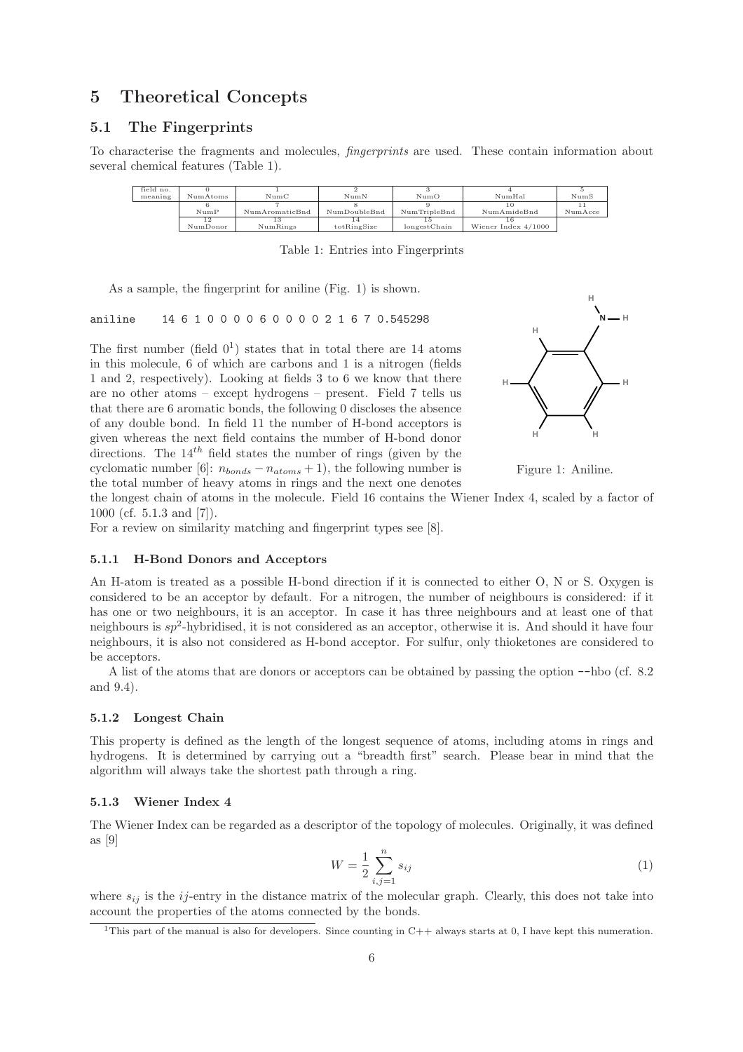# 5 Theoretical Concepts

## 5.1 The Fingerprints

To characterise the fragments and molecules, *fingerprints* are used. These contain information about several chemical features (Table 1).

| field no. | 0 | 1 | 2 | 3 | 4 | 5 |
|---|---|---|---|---|---|---|
| meaning | NumAtoms | NumC | NumN | NumO | NumHal | NumS |
| | 6 | 7 | 8 | 9 | 10 | 11 |
| | NumP | NumAromaticBnd | NumDoubleBnd | NumTripleBnd | NumAmideBnd | NumAcce |
| | 12 | 13 | 14 | 15 | 16 | |
| | NumDonor | NumRings | totRingSize | longestChain | Wiener Index 4/1000 | |

Table 1: Entries into Fingerprints

As a sample, the fingerprint for aniline (Fig. 1) is shown.

```
aniline     14 6 1 0 0 0 0 6 0 0 0 0 2 1 6 7 0.545298
```

The first number (field 0[1]) states that in total there are 14 atoms in this molecule, 6 of which are carbons and 1 is a nitrogen (fields 1 and 2, respectively). Looking at fields 3 to 6 we know that there are no other atoms – except hydrogens – present. Field 7 tells us that there are 6 aromatic bonds, the following 0 discloses the absence of any double bond. In field 11 the number of H-bond acceptors is given whereas the next field contains the number of H-bond donor directions. The $14^{th}$ field states the number of rings (given by the cyclomatic number [6]: $n_{bonds} - n_{atoms} + 1$), the following number is the total number of heavy atoms in rings and the next one denotes the longest chain of atoms in the molecule. Field 16 contains the Wiener Index 4, scaled by a factor of 1000 (cf. 5.1.3 and [7]).

Figure 1: Aniline.

For a review on similarity matching and fingerprint types see [8].

### 5.1.1 H-Bond Donors and Acceptors

An H-atom is treated as a possible H-bond direction if it is connected to either O, N or S. Oxygen is considered to be an acceptor by default. For a nitrogen, the number of neighbours is considered: if it has one or two neighbours, it is an acceptor. In case it has three neighbours and at least one of that neighbours is $sp^2$-hybridised, it is not considered as an acceptor, otherwise it is. And should it have four neighbours, it is also not considered as H-bond acceptor. For sulfur, only thioketones are considered to be acceptors.

A list of the atoms that are donors or acceptors can be obtained by passing the option --hbo (cf. 8.2 and 9.4).

### 5.1.2 Longest Chain

This property is defined as the length of the longest sequence of atoms, including atoms in rings and hydrogens. It is determined by carrying out a "breadth first" search. Please bear in mind that the algorithm will always take the shortest path through a ring.

### 5.1.3 Wiener Index 4

The Wiener Index can be regarded as a descriptor of the topology of molecules. Originally, it was defined as [9]

$$W = \frac{1}{2} \sum_{i,j=1}^{n} s_{ij} \tag{1}$$

where $s_{ij}$ is the $ij$-entry in the distance matrix of the molecular graph. Clearly, this does not take into account the properties of the atoms connected by the bonds.

[1] This part of the manual is also for developers. Since counting in C++ always starts at 0, I have kept this numeration.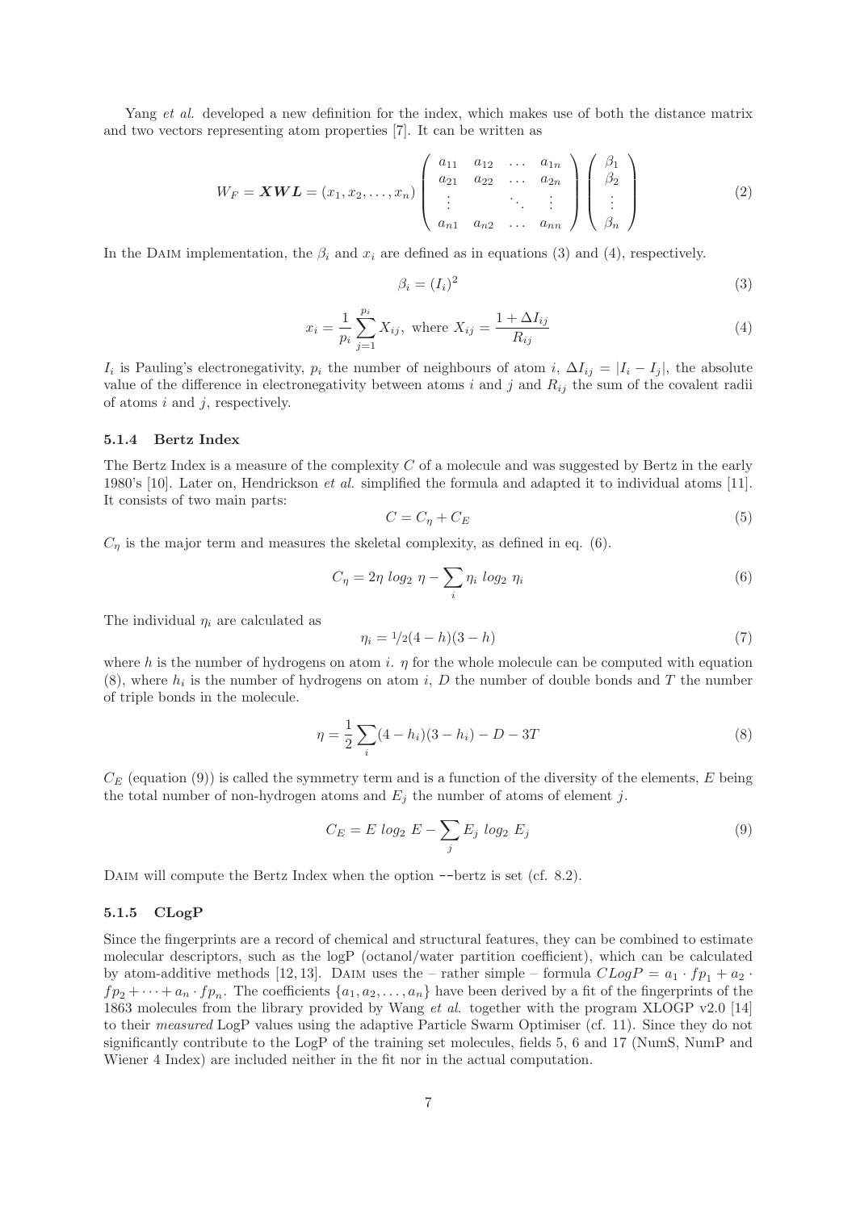Yang *et al.* developed a new definition for the index, which makes use of both the distance matrix and two vectors representing atom properties [7]. It can be written as

$$W_F = \boldsymbol{XWL} = (x_1, x_2, \ldots, x_n) \begin{pmatrix} a_{11} & a_{12} & \ldots & a_{1n} \\ a_{21} & a_{22} & \ldots & a_{2n} \\ \vdots & & \ddots & \vdots \\ a_{n1} & a_{n2} & \ldots & a_{nn} \end{pmatrix} \begin{pmatrix} \beta_1 \\ \beta_2 \\ \vdots \\ \beta_n \end{pmatrix} \tag{2}$$

In the DAIM implementation, the $\beta_i$ and $x_i$ are defined as in equations (3) and (4), respectively.

$$\beta_i = (I_i)^2 \tag{3}$$

$$x_i = \frac{1}{p_i} \sum_{j=1}^{p_i} X_{ij}, \text{ where } X_{ij} = \frac{1 + \Delta I_{ij}}{R_{ij}} \tag{4}$$

$I_i$ is Pauling's electronegativity, $p_i$ the number of neighbours of atom $i$, $\Delta I_{ij} = |I_i - I_j|$, the absolute value of the difference in electronegativity between atoms $i$ and $j$ and $R_{ij}$ the sum of the covalent radii of atoms $i$ and $j$, respectively.

#### 5.1.4 Bertz Index

The Bertz Index is a measure of the complexity $C$ of a molecule and was suggested by Bertz in the early 1980's [10]. Later on, Hendrickson *et al.* simplified the formula and adapted it to individual atoms [11]. It consists of two main parts:

$$C = C_\eta + C_E \tag{5}$$

$C_\eta$ is the major term and measures the skeletal complexity, as defined in eq. (6).

$$C_\eta = 2\eta \, log_2 \, \eta - \sum_i \eta_i \, log_2 \, \eta_i \tag{6}$$

The individual $\eta_i$ are calculated as

$$\eta_i = {}^1\!/_2(4 - h)(3 - h) \tag{7}$$

where $h$ is the number of hydrogens on atom $i$. $\eta$ for the whole molecule can be computed with equation (8), where $h_i$ is the number of hydrogens on atom $i$, $D$ the number of double bonds and $T$ the number of triple bonds in the molecule.

$$\eta = \frac{1}{2} \sum_i (4 - h_i)(3 - h_i) - D - 3T \tag{8}$$

$C_E$ (equation (9)) is called the symmetry term and is a function of the diversity of the elements, $E$ being the total number of non-hydrogen atoms and $E_j$ the number of atoms of element $j$.

$$C_E = E \, log_2 \, E - \sum_j E_j \, log_2 \, E_j \tag{9}$$

DAIM will compute the Bertz Index when the option --bertz is set (cf. 8.2).

#### 5.1.5 CLogP

Since the fingerprints are a record of chemical and structural features, they can be combined to estimate molecular descriptors, such as the logP (octanol/water partition coefficient), which can be calculated by atom-additive methods [12, 13]. DAIM uses the – rather simple – formula $CLogP = a_1 \cdot fp_1 + a_2 \cdot fp_2 + \cdots + a_n \cdot fp_n$. The coefficients $\{a_1, a_2, \ldots, a_n\}$ have been derived by a fit of the fingerprints of the 1863 molecules from the library provided by Wang *et al.* together with the program XLOGP v2.0 [14] to their *measured* LogP values using the adaptive Particle Swarm Optimiser (cf. 11). Since they do not significantly contribute to the LogP of the training set molecules, fields 5, 6 and 17 (NumS, NumP and Wiener 4 Index) are included neither in the fit nor in the actual computation.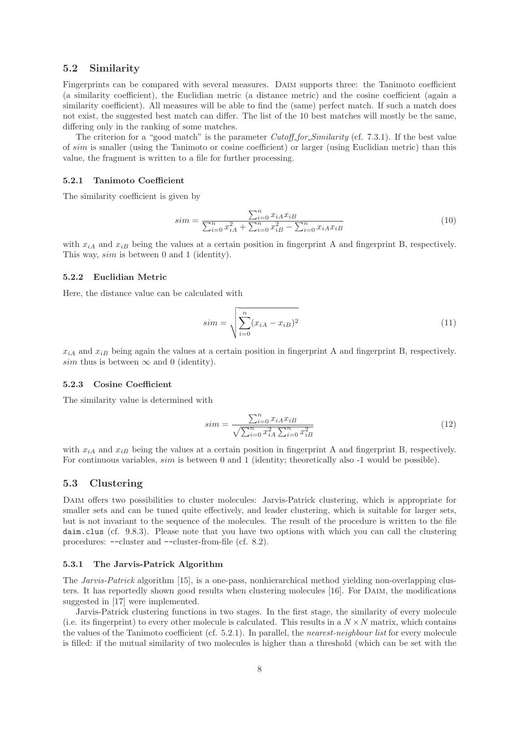## 5.2 Similarity

Fingerprints can be compared with several measures. Daim supports three: the Tanimoto coefficient (a similarity coefficient), the Euclidian metric (a distance metric) and the cosine coefficient (again a similarity coefficient). All measures will be able to find the (same) perfect match. If such a match does not exist, the suggested best match can differ. The list of the 10 best matches will mostly be the same, differing only in the ranking of some matches.

The criterion for a "good match" is the parameter *Cutoff_for_Similarity* (cf. 7.3.1). If the best value of *sim* is smaller (using the Tanimoto or cosine coefficient) or larger (using Euclidian metric) than this value, the fragment is written to a file for further processing.

### 5.2.1 Tanimoto Coefficient

The similarity coefficient is given by

$$sim = \frac{\sum_{i=0}^{n} x_{iA}x_{iB}}{\sum_{i=0}^{n} x_{iA}^2 + \sum_{i=0}^{n} x_{iB}^2 - \sum_{i=0}^{n} x_{iA}x_{iB}} \tag{10}$$

with $x_{iA}$ and $x_{iB}$ being the values at a certain position in fingerprint A and fingerprint B, respectively. This way, *sim* is between 0 and 1 (identity).

### 5.2.2 Euclidian Metric

Here, the distance value can be calculated with

$$sim = \sqrt{\sum_{i=0}^{n} (x_{iA} - x_{iB})^2} \tag{11}$$

$x_{iA}$ and $x_{iB}$ being again the values at a certain position in fingerprint A and fingerprint B, respectively. *sim* thus is between $\infty$ and 0 (identity).

### 5.2.3 Cosine Coefficient

The similarity value is determined with

$$sim = \frac{\sum_{i=0}^{n} x_{iA}x_{iB}}{\sqrt{\sum_{i=0}^{n} x_{iA}^2 \sum_{i=0}^{n} x_{iB}^2}} \tag{12}$$

with $x_{iA}$ and $x_{iB}$ being the values at a certain position in fingerprint A and fingerprint B, respectively. For continuous variables, *sim* is between 0 and 1 (identity; theoretically also -1 would be possible).

## 5.3 Clustering

Daim offers two possibilities to cluster molecules: Jarvis-Patrick clustering, which is appropriate for smaller sets and can be tuned quite effectively, and leader clustering, which is suitable for larger sets, but is not invariant to the sequence of the molecules. The result of the procedure is written to the file `daim.clus` (cf. 9.8.3). Please note that you have two options with which you can call the clustering procedures: `--cluster` and `--cluster-from-file` (cf. 8.2).

### 5.3.1 The Jarvis-Patrick Algorithm

The *Jarvis-Patrick* algorithm [15], is a one-pass, nonhierarchical method yielding non-overlapping clusters. It has reportedly shown good results when clustering molecules [16]. For Daim, the modifications suggested in [17] were implemented.

Jarvis-Patrick clustering functions in two stages. In the first stage, the similarity of every molecule (i.e. its fingerprint) to every other molecule is calculated. This results in a $N \times N$ matrix, which contains the values of the Tanimoto coefficient (cf. 5.2.1). In parallel, the *nearest-neighbour list* for every molecule is filled: if the mutual similarity of two molecules is higher than a threshold (which can be set with the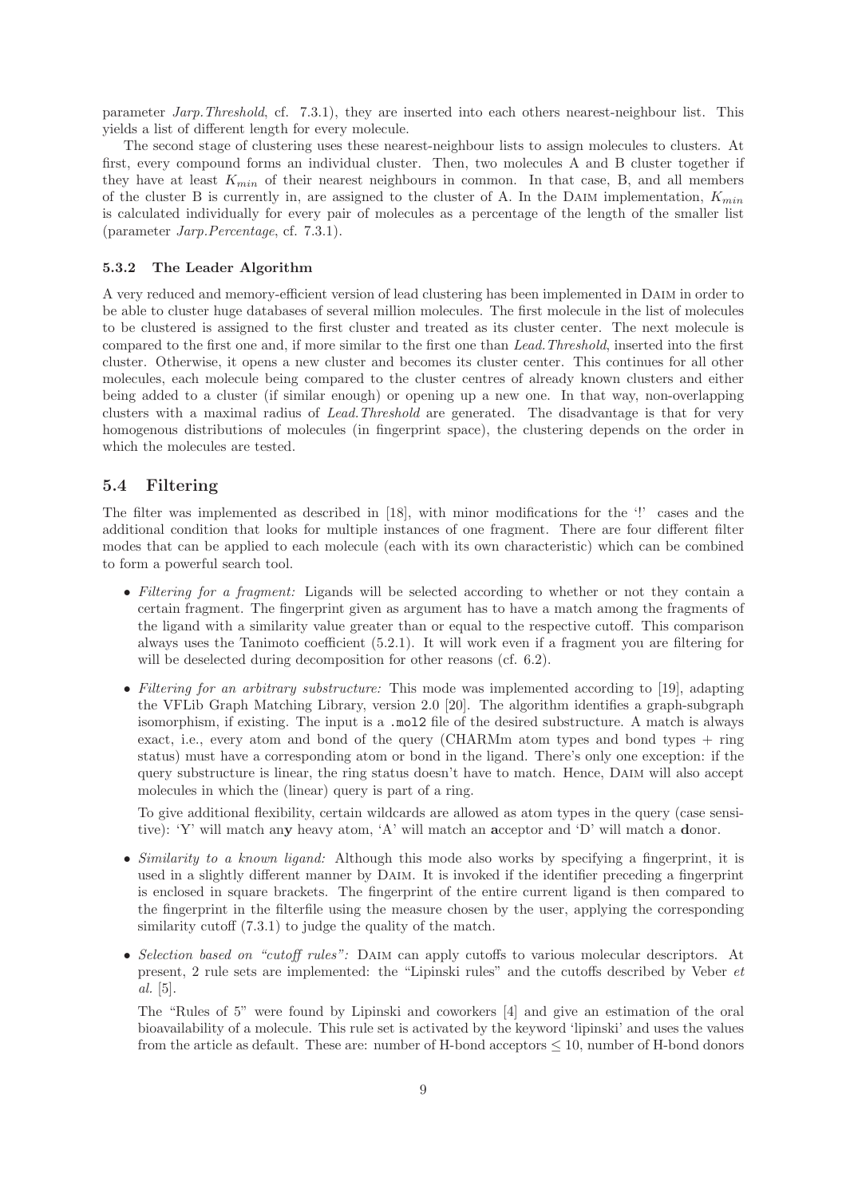parameter *Jarp.Threshold*, cf. 7.3.1), they are inserted into each others nearest-neighbour list. This yields a list of different length for every molecule.

The second stage of clustering uses these nearest-neighbour lists to assign molecules to clusters. At first, every compound forms an individual cluster. Then, two molecules A and B cluster together if they have at least $K_{min}$ of their nearest neighbours in common. In that case, B, and all members of the cluster B is currently in, are assigned to the cluster of A. In the DAIM implementation, $K_{min}$ is calculated individually for every pair of molecules as a percentage of the length of the smaller list (parameter *Jarp.Percentage*, cf. 7.3.1).

### 5.3.2 The Leader Algorithm

A very reduced and memory-efficient version of lead clustering has been implemented in DAIM in order to be able to cluster huge databases of several million molecules. The first molecule in the list of molecules to be clustered is assigned to the first cluster and treated as its cluster center. The next molecule is compared to the first one and, if more similar to the first one than *Lead.Threshold*, inserted into the first cluster. Otherwise, it opens a new cluster and becomes its cluster center. This continues for all other molecules, each molecule being compared to the cluster centres of already known clusters and either being added to a cluster (if similar enough) or opening up a new one. In that way, non-overlapping clusters with a maximal radius of *Lead.Threshold* are generated. The disadvantage is that for very homogenous distributions of molecules (in fingerprint space), the clustering depends on the order in which the molecules are tested.

## 5.4 Filtering

The filter was implemented as described in [18], with minor modifications for the '!' cases and the additional condition that looks for multiple instances of one fragment. There are four different filter modes that can be applied to each molecule (each with its own characteristic) which can be combined to form a powerful search tool.

- *Filtering for a fragment:* Ligands will be selected according to whether or not they contain a certain fragment. The fingerprint given as argument has to have a match among the fragments of the ligand with a similarity value greater than or equal to the respective cutoff. This comparison always uses the Tanimoto coefficient (5.2.1). It will work even if a fragment you are filtering for will be deselected during decomposition for other reasons (cf. 6.2).

- *Filtering for an arbitrary substructure:* This mode was implemented according to [19], adapting the VFLib Graph Matching Library, version 2.0 [20]. The algorithm identifies a graph-subgraph isomorphism, if existing. The input is a `.mol2` file of the desired substructure. A match is always exact, i.e., every atom and bond of the query (CHARMm atom types and bond types + ring status) must have a corresponding atom or bond in the ligand. There's only one exception: if the query substructure is linear, the ring status doesn't have to match. Hence, DAIM will also accept molecules in which the (linear) query is part of a ring.

  To give additional flexibility, certain wildcards are allowed as atom types in the query (case sensitive): 'Y' will match an**y** heavy atom, 'A' will match an **a**cceptor and 'D' will match a **d**onor.

- *Similarity to a known ligand:* Although this mode also works by specifying a fingerprint, it is used in a slightly different manner by DAIM. It is invoked if the identifier preceding a fingerprint is enclosed in square brackets. The fingerprint of the entire current ligand is then compared to the fingerprint in the filterfile using the measure chosen by the user, applying the corresponding similarity cutoff (7.3.1) to judge the quality of the match.

- *Selection based on "cutoff rules":* DAIM can apply cutoffs to various molecular descriptors. At present, 2 rule sets are implemented: the "Lipinski rules" and the cutoffs described by Veber *et al.* [5].

  The "Rules of 5" were found by Lipinski and coworkers [4] and give an estimation of the oral bioavailability of a molecule. This rule set is activated by the keyword 'lipinski' and uses the values from the article as default. These are: number of H-bond acceptors $\leq 10$, number of H-bond donors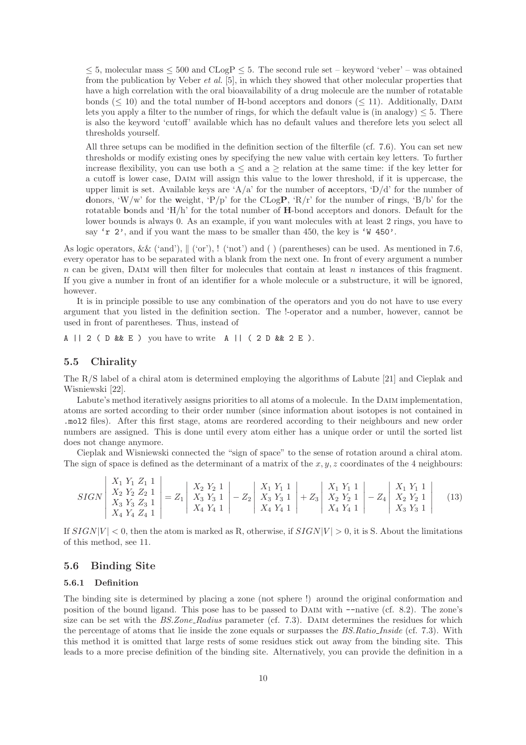≤ 5, molecular mass ≤ 500 and CLogP ≤ 5. The second rule set – keyword 'veber' – was obtained from the publication by Veber *et al.* [5], in which they showed that other molecular properties that have a high correlation with the oral bioavailability of a drug molecule are the number of rotatable bonds (≤ 10) and the total number of H-bond acceptors and donors (≤ 11). Additionally, DAIM lets you apply a filter to the number of rings, for which the default value is (in analogy) ≤ 5. There is also the keyword 'cutoff' available which has no default values and therefore lets you select all thresholds yourself.

All three setups can be modified in the definition section of the filterfile (cf. 7.6). You can set new thresholds or modify existing ones by specifying the new value with certain key letters. To further increase flexibility, you can use both a ≤ and a ≥ relation at the same time: if the key letter for a cutoff is lower case, DAIM will assign this value to the lower threshold, if it is uppercase, the upper limit is set. Available keys are 'A/a' for the number of **a**cceptors, 'D/d' for the number of **d**onors, 'W/w' for the **w**eight, 'P/p' for the CLog**P**, 'R/r' for the number of **r**ings, 'B/b' for the rotatable **b**onds and 'H/h' for the total number of **H**-bond acceptors and donors. Default for the lower bounds is always 0. As an example, if you want molecules with at least 2 rings, you have to say `'r 2'`, and if you want the mass to be smaller than 450, the key is `'W 450'`.

As logic operators, && ('and'), || ('or'), ! ('not') and ( ) (parentheses) can be used. As mentioned in 7.6, every operator has to be separated with a blank from the next one. In front of every argument a number $n$ can be given, DAIM will then filter for molecules that contain at least $n$ instances of this fragment. If you give a number in front of an identifier for a whole molecule or a substructure, it will be ignored, however.

It is in principle possible to use any combination of the operators and you do not have to use every argument that you listed in the definition section. The !-operator and a number, however, cannot be used in front of parentheses. Thus, instead of

`A || 2 ( D && E )` you have to write `A || ( 2 D && 2 E )`.

## 5.5 Chirality

The R/S label of a chiral atom is determined employing the algorithms of Labute [21] and Cieplak and Wisniewski [22].

Labute's method iteratively assigns priorities to all atoms of a molecule. In the DAIM implementation, atoms are sorted according to their order number (since information about isotopes is not contained in `.mol2` files). After this first stage, atoms are reordered according to their neighbours and new order numbers are assigned. This is done until every atom either has a unique order or until the sorted list does not change anymore.

Cieplak and Wisniewski connected the "sign of space" to the sense of rotation around a chiral atom. The sign of space is defined as the determinant of a matrix of the $x, y, z$ coordinates of the 4 neighbours:

$$SIGN \begin{vmatrix} X_1 & Y_1 & Z_1 & 1 \\ X_2 & Y_2 & Z_2 & 1 \\ X_3 & Y_3 & Z_3 & 1 \\ X_4 & Y_4 & Z_4 & 1 \end{vmatrix} = Z_1 \begin{vmatrix} X_2 & Y_2 & 1 \\ X_3 & Y_3 & 1 \\ X_4 & Y_4 & 1 \end{vmatrix} - Z_2 \begin{vmatrix} X_1 & Y_1 & 1 \\ X_3 & Y_3 & 1 \\ X_4 & Y_4 & 1 \end{vmatrix} + Z_3 \begin{vmatrix} X_1 & Y_1 & 1 \\ X_2 & Y_2 & 1 \\ X_4 & Y_4 & 1 \end{vmatrix} - Z_4 \begin{vmatrix} X_1 & Y_1 & 1 \\ X_2 & Y_2 & 1 \\ X_3 & Y_3 & 1 \end{vmatrix} \quad (13)$$

If $SIGN|V| < 0$, then the atom is marked as R, otherwise, if $SIGN|V| > 0$, it is S. About the limitations of this method, see 11.

## 5.6 Binding Site

### 5.6.1 Definition

The binding site is determined by placing a zone (not sphere !) around the original conformation and position of the bound ligand. This pose has to be passed to DAIM with `--native` (cf. 8.2). The zone's size can be set with the *BS.Zone_Radius* parameter (cf. 7.3). DAIM determines the residues for which the percentage of atoms that lie inside the zone equals or surpasses the *BS.Ratio_Inside* (cf. 7.3). With this method it is omitted that large rests of some residues stick out away from the binding site. This leads to a more precise definition of the binding site. Alternatively, you can provide the definition in a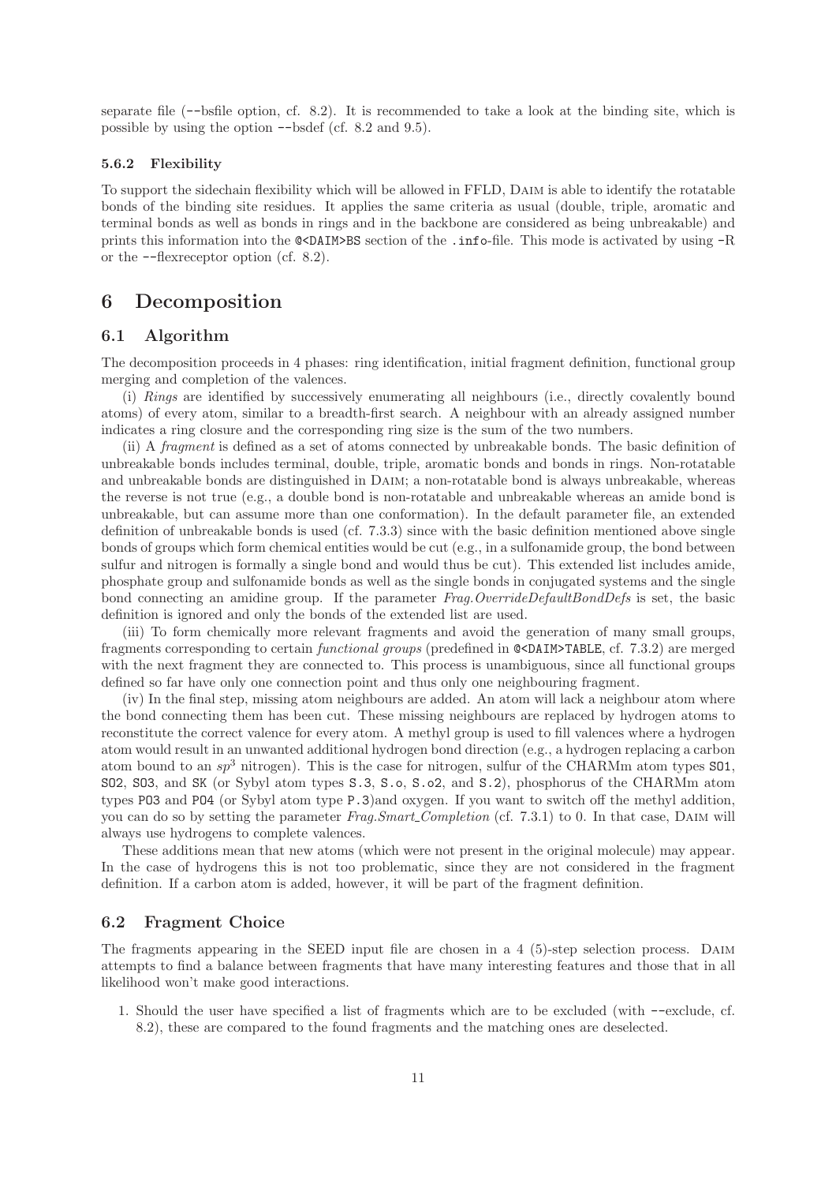separate file (--bsfile option, cf. 8.2). It is recommended to take a look at the binding site, which is possible by using the option --bsdef (cf. 8.2 and 9.5).

### 5.6.2 Flexibility

To support the sidechain flexibility which will be allowed in FFLD, DAIM is able to identify the rotatable bonds of the binding site residues. It applies the same criteria as usual (double, triple, aromatic and terminal bonds as well as bonds in rings and in the backbone are considered as being unbreakable) and prints this information into the `@<DAIM>BS` section of the `.info`-file. This mode is activated by using -R or the --flexreceptor option (cf. 8.2).

# 6 Decomposition

## 6.1 Algorithm

The decomposition proceeds in 4 phases: ring identification, initial fragment definition, functional group merging and completion of the valences.

(i) *Rings* are identified by successively enumerating all neighbours (i.e., directly covalently bound atoms) of every atom, similar to a breadth-first search. A neighbour with an already assigned number indicates a ring closure and the corresponding ring size is the sum of the two numbers.

(ii) A *fragment* is defined as a set of atoms connected by unbreakable bonds. The basic definition of unbreakable bonds includes terminal, double, triple, aromatic bonds and bonds in rings. Non-rotatable and unbreakable bonds are distinguished in DAIM; a non-rotatable bond is always unbreakable, whereas the reverse is not true (e.g., a double bond is non-rotatable and unbreakable whereas an amide bond is unbreakable, but can assume more than one conformation). In the default parameter file, an extended definition of unbreakable bonds is used (cf. 7.3.3) since with the basic definition mentioned above single bonds of groups which form chemical entities would be cut (e.g., in a sulfonamide group, the bond between sulfur and nitrogen is formally a single bond and would thus be cut). This extended list includes amide, phosphate group and sulfonamide bonds as well as the single bonds in conjugated systems and the single bond connecting an amidine group. If the parameter *Frag.OverrideDefaultBondDefs* is set, the basic definition is ignored and only the bonds of the extended list are used.

(iii) To form chemically more relevant fragments and avoid the generation of many small groups, fragments corresponding to certain *functional groups* (predefined in `@<DAIM>TABLE`, cf. 7.3.2) are merged with the next fragment they are connected to. This process is unambiguous, since all functional groups defined so far have only one connection point and thus only one neighbouring fragment.

(iv) In the final step, missing atom neighbours are added. An atom will lack a neighbour atom where the bond connecting them has been cut. These missing neighbours are replaced by hydrogen atoms to reconstitute the correct valence for every atom. A methyl group is used to fill valences where a hydrogen atom would result in an unwanted additional hydrogen bond direction (e.g., a hydrogen replacing a carbon atom bound to an $sp^3$ nitrogen). This is the case for nitrogen, sulfur of the CHARMm atom types `SO1`, `SO2`, `SO3`, and `SK` (or Sybyl atom types `S.3`, `S.o`, `S.o2`, and `S.2`), phosphorus of the CHARMm atom types `PO3` and `PO4` (or Sybyl atom type `P.3`)and oxygen. If you want to switch off the methyl addition, you can do so by setting the parameter *Frag.Smart_Completion* (cf. 7.3.1) to 0. In that case, DAIM will always use hydrogens to complete valences.

These additions mean that new atoms (which were not present in the original molecule) may appear. In the case of hydrogens this is not too problematic, since they are not considered in the fragment definition. If a carbon atom is added, however, it will be part of the fragment definition.

## 6.2 Fragment Choice

The fragments appearing in the SEED input file are chosen in a 4 (5)-step selection process. DAIM attempts to find a balance between fragments that have many interesting features and those that in all likelihood won't make good interactions.

1. Should the user have specified a list of fragments which are to be excluded (with --exclude, cf. 8.2), these are compared to the found fragments and the matching ones are deselected.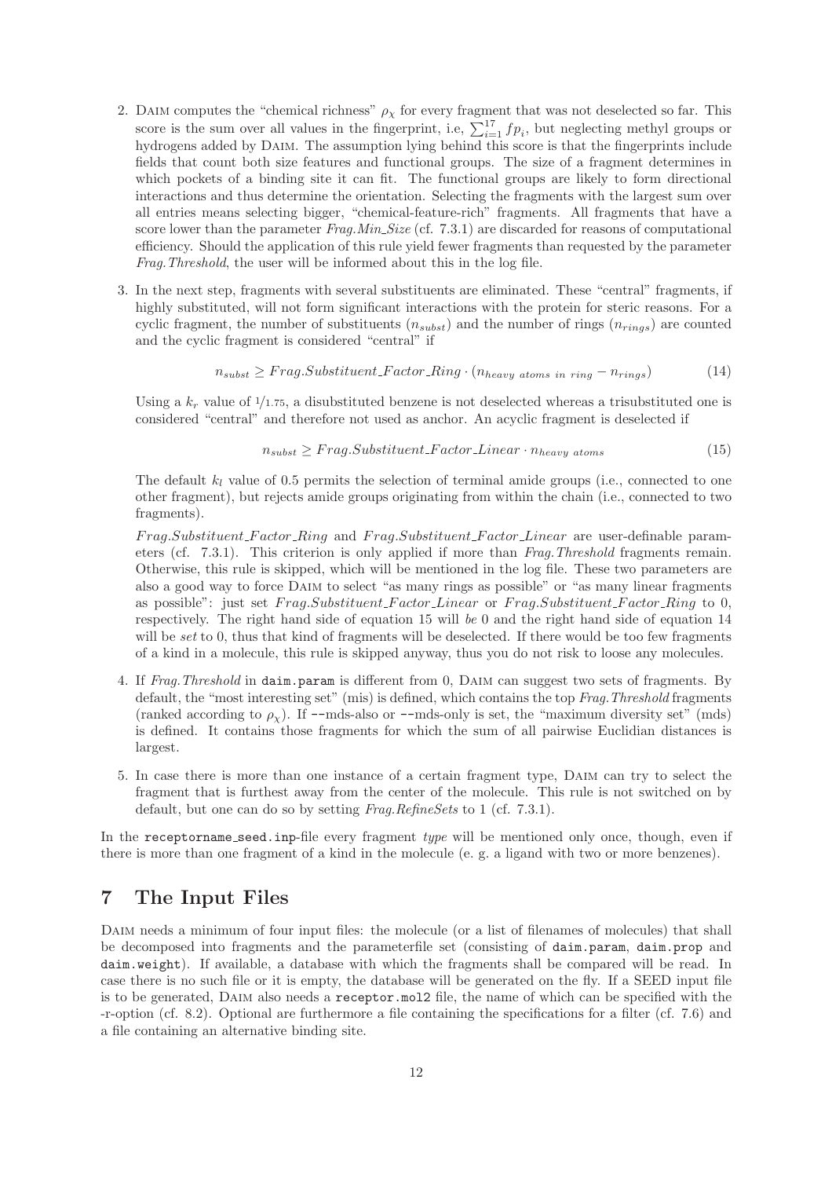2. DAIM computes the "chemical richness" $\rho_\chi$ for every fragment that was not deselected so far. This score is the sum over all values in the fingerprint, i.e, $\sum_{i=1}^{17} fp_i$, but neglecting methyl groups or hydrogens added by DAIM. The assumption lying behind this score is that the fingerprints include fields that count both size features and functional groups. The size of a fragment determines in which pockets of a binding site it can fit. The functional groups are likely to form directional interactions and thus determine the orientation. Selecting the fragments with the largest sum over all entries means selecting bigger, "chemical-feature-rich" fragments. All fragments that have a score lower than the parameter *Frag.Min_Size* (cf. 7.3.1) are discarded for reasons of computational efficiency. Should the application of this rule yield fewer fragments than requested by the parameter *Frag.Threshold*, the user will be informed about this in the log file.

3. In the next step, fragments with several substituents are eliminated. These "central" fragments, if highly substituted, will not form significant interactions with the protein for steric reasons. For a cyclic fragment, the number of substituents ($n_{subst}$) and the number of rings ($n_{rings}$) are counted and the cyclic fragment is considered "central" if

$$n_{subst} \geq Frag.Substituent\_Factor\_Ring \cdot (n_{heavy\ atoms\ in\ ring} - n_{rings}) \tag{14}$$

Using a $k_r$ value of $1/1.75$, a disubstituted benzene is not deselected whereas a trisubstituted one is considered "central" and therefore not used as anchor. An acyclic fragment is deselected if

$$n_{subst} \geq Frag.Substituent\_Factor\_Linear \cdot n_{heavy\ atoms} \tag{15}$$

The default $k_l$ value of 0.5 permits the selection of terminal amide groups (i.e., connected to one other fragment), but rejects amide groups originating from within the chain (i.e., connected to two fragments).

*Frag.Substituent_Factor_Ring* and *Frag.Substituent_Factor_Linear* are user-definable parameters (cf. 7.3.1). This criterion is only applied if more than *Frag.Threshold* fragments remain. Otherwise, this rule is skipped, which will be mentioned in the log file. These two parameters are also a good way to force DAIM to select "as many rings as possible" or "as many linear fragments as possible": just set *Frag.Substituent_Factor_Linear* or *Frag.Substituent_Factor_Ring* to 0, respectively. The right hand side of equation 15 will *be* 0 and the right hand side of equation 14 will be *set* to 0, thus that kind of fragments will be deselected. If there would be too few fragments of a kind in a molecule, this rule is skipped anyway, thus you do not risk to loose any molecules.

4. If *Frag.Threshold* in `daim.param` is different from 0, DAIM can suggest two sets of fragments. By default, the "most interesting set" (mis) is defined, which contains the top *Frag.Threshold* fragments (ranked according to $\rho_\chi$). If `--mds-also` or `--mds-only` is set, the "maximum diversity set" (mds) is defined. It contains those fragments for which the sum of all pairwise Euclidian distances is largest.

5. In case there is more than one instance of a certain fragment type, DAIM can try to select the fragment that is furthest away from the center of the molecule. This rule is not switched on by default, but one can do so by setting *Frag.RefineSets* to 1 (cf. 7.3.1).

In the `receptorname_seed.inp`-file every fragment *type* will be mentioned only once, though, even if there is more than one fragment of a kind in the molecule (e. g. a ligand with two or more benzenes).

# 7 The Input Files

DAIM needs a minimum of four input files: the molecule (or a list of filenames of molecules) that shall be decomposed into fragments and the parameterfile set (consisting of `daim.param`, `daim.prop` and `daim.weight`). If available, a database with which the fragments shall be compared will be read. In case there is no such file or it is empty, the database will be generated on the fly. If a SEED input file is to be generated, DAIM also needs a `receptor.mol2` file, the name of which can be specified with the -r-option (cf. 8.2). Optional are furthermore a file containing the specifications for a filter (cf. 7.6) and a file containing an alternative binding site.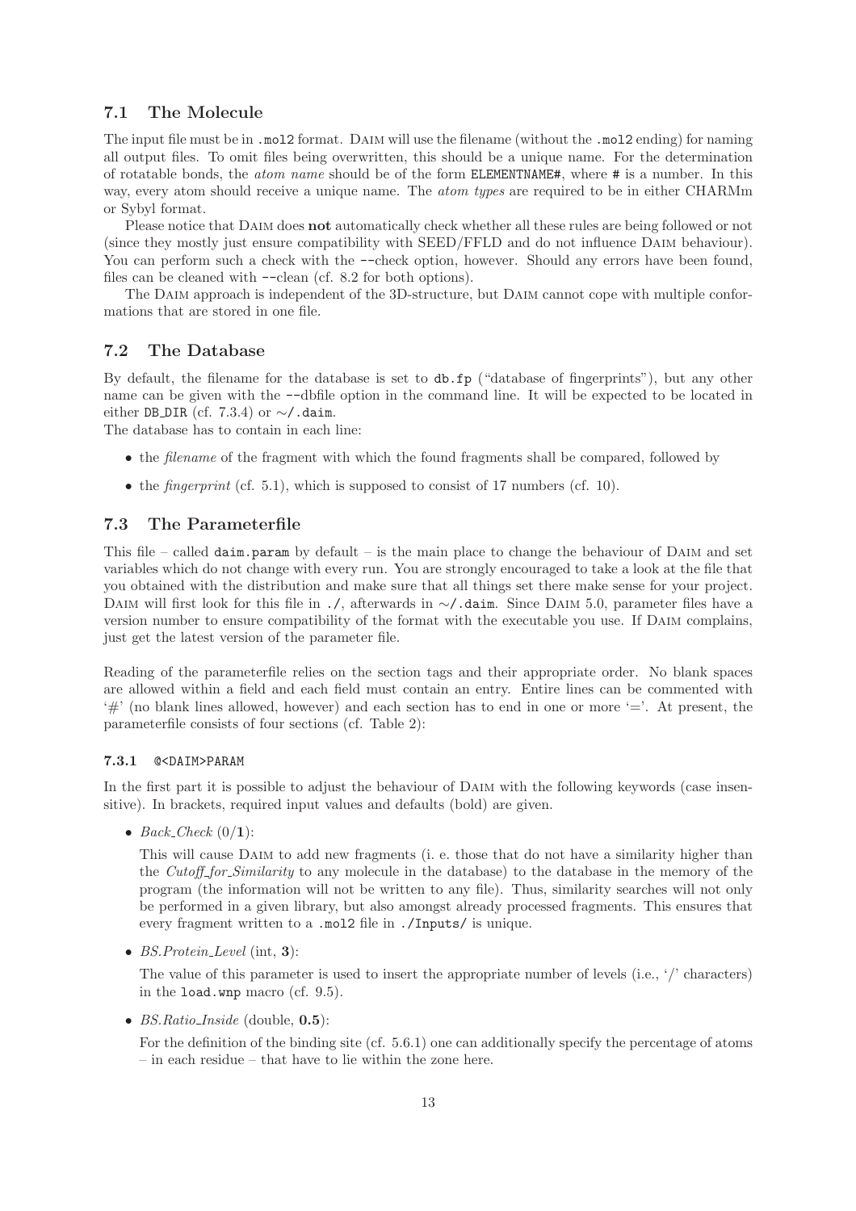## 7.1 The Molecule

The input file must be in `.mol2` format. DAIM will use the filename (without the `.mol2` ending) for naming all output files. To omit files being overwritten, this should be a unique name. For the determination of rotatable bonds, the *atom name* should be of the form `ELEMENTNAME#`, where `#` is a number. In this way, every atom should receive a unique name. The *atom types* are required to be in either CHARMm or Sybyl format.

Please notice that DAIM does **not** automatically check whether all these rules are being followed or not (since they mostly just ensure compatibility with SEED/FFLD and do not influence DAIM behaviour). You can perform such a check with the `--check` option, however. Should any errors have been found, files can be cleaned with `--clean` (cf. 8.2 for both options).

The DAIM approach is independent of the 3D-structure, but DAIM cannot cope with multiple conformations that are stored in one file.

## 7.2 The Database

By default, the filename for the database is set to `db.fp` ("database of fingerprints"), but any other name can be given with the --dbfile option in the command line. It will be expected to be located in either DB_DIR (cf. 7.3.4) or `~/.daim`.

The database has to contain in each line:

- the *filename* of the fragment with which the found fragments shall be compared, followed by
- the *fingerprint* (cf. 5.1), which is supposed to consist of 17 numbers (cf. 10).

## 7.3 The Parameterfile

This file – called `daim.param` by default – is the main place to change the behaviour of DAIM and set variables which do not change with every run. You are strongly encouraged to take a look at the file that you obtained with the distribution and make sure that all things set there make sense for your project. DAIM will first look for this file in `./`, afterwards in `~/.daim`. Since DAIM 5.0, parameter files have a version number to ensure compatibility of the format with the executable you use. If DAIM complains, just get the latest version of the parameter file.

Reading of the parameterfile relies on the section tags and their appropriate order. No blank spaces are allowed within a field and each field must contain an entry. Entire lines can be commented with '#' (no blank lines allowed, however) and each section has to end in one or more '='. At present, the parameterfile consists of four sections (cf. Table 2):

### 7.3.1 `@<DAIM>PARAM`

In the first part it is possible to adjust the behaviour of DAIM with the following keywords (case insensitive). In brackets, required input values and defaults (bold) are given.

- *Back_Check* (0/**1**):

  This will cause DAIM to add new fragments (i. e. those that do not have a similarity higher than the *Cutoff_for_Similarity* to any molecule in the database) to the database in the memory of the program (the information will not be written to any file). Thus, similarity searches will not only be performed in a given library, but also amongst already processed fragments. This ensures that every fragment written to a `.mol2` file in `./Inputs/` is unique.

- *BS.Protein_Level* (int, **3**):

  The value of this parameter is used to insert the appropriate number of levels (i.e., '/' characters) in the `load.wnp` macro (cf. 9.5).

- *BS.Ratio_Inside* (double, **0.5**):

  For the definition of the binding site (cf. 5.6.1) one can additionally specify the percentage of atoms – in each residue – that have to lie within the zone here.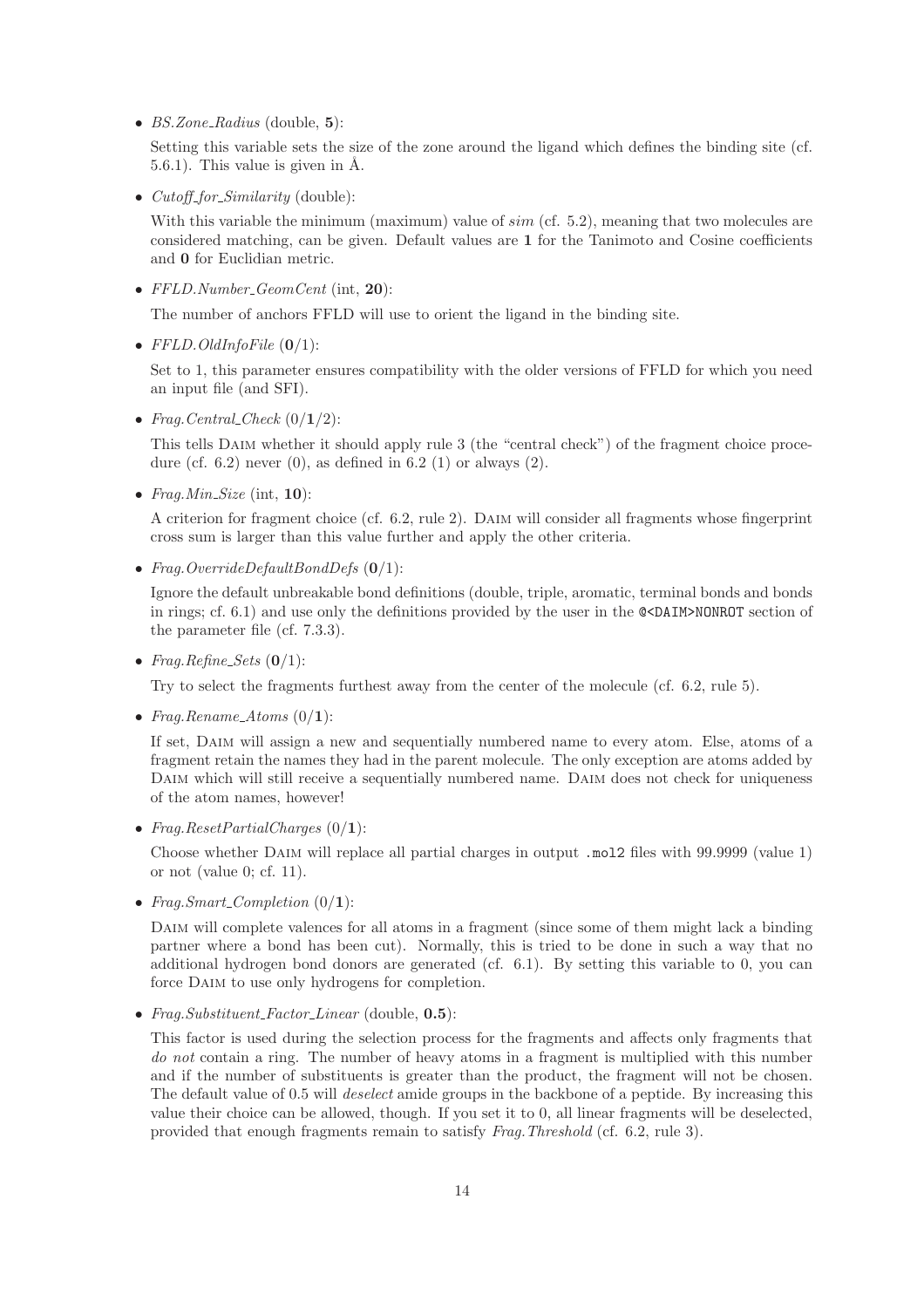- *BS.Zone_Radius* (double, **5**):

  Setting this variable sets the size of the zone around the ligand which defines the binding site (cf. 5.6.1). This value is given in Å.

- *Cutoff_for_Similarity* (double):

  With this variable the minimum (maximum) value of *sim* (cf. 5.2), meaning that two molecules are considered matching, can be given. Default values are **1** for the Tanimoto and Cosine coefficients and **0** for Euclidian metric.

- *FFLD.Number_GeomCent* (int, **20**):

  The number of anchors FFLD will use to orient the ligand in the binding site.

- *FFLD.OldInfoFile* (**0**/1):

  Set to 1, this parameter ensures compatibility with the older versions of FFLD for which you need an input file (and SFI).

- *Frag.Central_Check* (0/**1**/2):

  This tells DAIM whether it should apply rule 3 (the "central check") of the fragment choice procedure (cf. 6.2) never (0), as defined in 6.2 (1) or always (2).

- *Frag.Min_Size* (int, **10**):

  A criterion for fragment choice (cf. 6.2, rule 2). DAIM will consider all fragments whose fingerprint cross sum is larger than this value further and apply the other criteria.

- *Frag.OverrideDefaultBondDefs* (**0**/1):

  Ignore the default unbreakable bond definitions (double, triple, aromatic, terminal bonds and bonds in rings; cf. 6.1) and use only the definitions provided by the user in the `@<DAIM>NONROT` section of the parameter file (cf. 7.3.3).

- *Frag.Refine_Sets* (**0**/1):

  Try to select the fragments furthest away from the center of the molecule (cf. 6.2, rule 5).

- *Frag.Rename_Atoms* (0/**1**):

  If set, DAIM will assign a new and sequentially numbered name to every atom. Else, atoms of a fragment retain the names they had in the parent molecule. The only exception are atoms added by DAIM which will still receive a sequentially numbered name. DAIM does not check for uniqueness of the atom names, however!

- *Frag.ResetPartialCharges* (0/**1**):

  Choose whether DAIM will replace all partial charges in output `.mol2` files with 99.9999 (value 1) or not (value 0; cf. 11).

- *Frag.Smart_Completion* (0/**1**):

  DAIM will complete valences for all atoms in a fragment (since some of them might lack a binding partner where a bond has been cut). Normally, this is tried to be done in such a way that no additional hydrogen bond donors are generated (cf. 6.1). By setting this variable to 0, you can force DAIM to use only hydrogens for completion.

- *Frag.Substituent_Factor_Linear* (double, **0.5**):

  This factor is used during the selection process for the fragments and affects only fragments that *do not* contain a ring. The number of heavy atoms in a fragment is multiplied with this number and if the number of substituents is greater than the product, the fragment will not be chosen. The default value of 0.5 will *deselect* amide groups in the backbone of a peptide. By increasing this value their choice can be allowed, though. If you set it to 0, all linear fragments will be deselected, provided that enough fragments remain to satisfy *Frag.Threshold* (cf. 6.2, rule 3).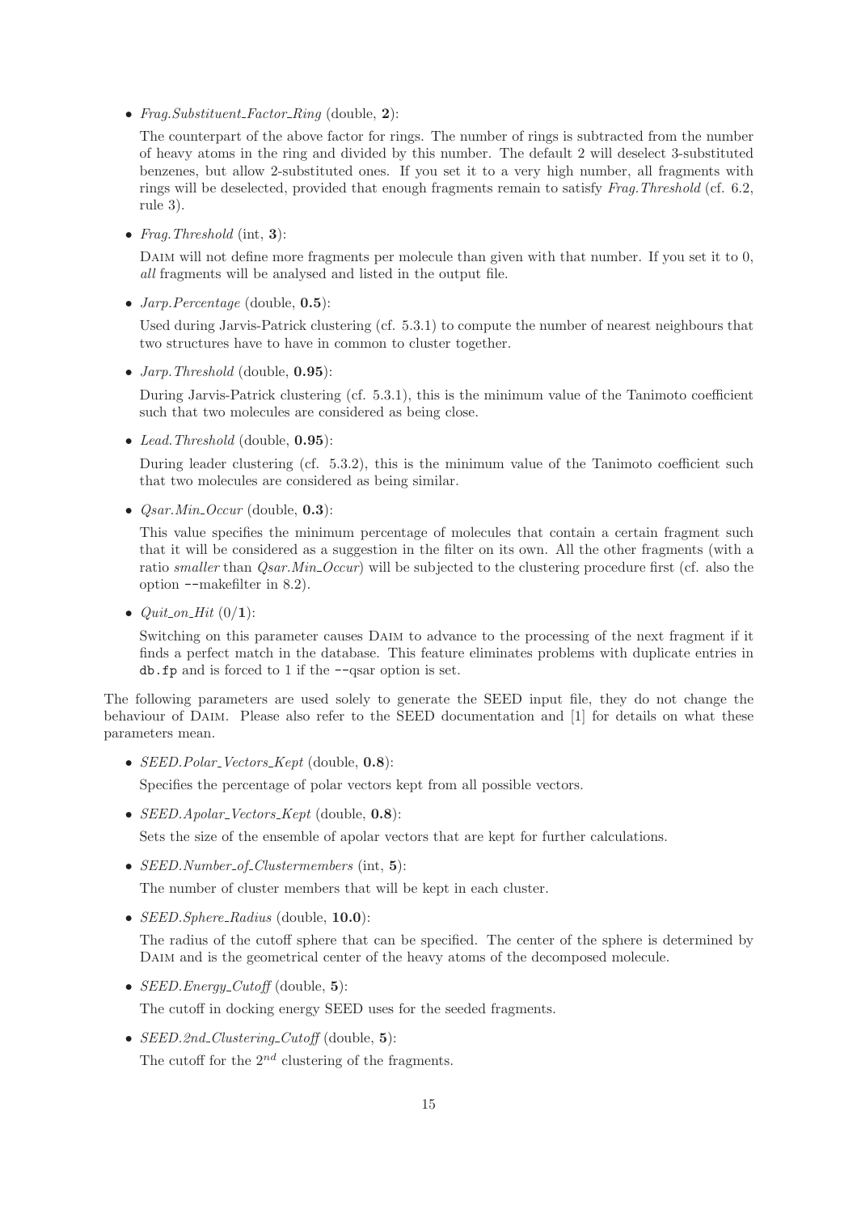- *Frag.Substituent_Factor_Ring* (double, **2**):

  The counterpart of the above factor for rings. The number of rings is subtracted from the number of heavy atoms in the ring and divided by this number. The default 2 will deselect 3-substituted benzenes, but allow 2-substituted ones. If you set it to a very high number, all fragments with rings will be deselected, provided that enough fragments remain to satisfy *Frag.Threshold* (cf. 6.2, rule 3).

- *Frag.Threshold* (int, **3**):

  DAIM will not define more fragments per molecule than given with that number. If you set it to 0, *all* fragments will be analysed and listed in the output file.

- *Jarp.Percentage* (double, **0.5**):

  Used during Jarvis-Patrick clustering (cf. 5.3.1) to compute the number of nearest neighbours that two structures have to have in common to cluster together.

- *Jarp.Threshold* (double, **0.95**):

  During Jarvis-Patrick clustering (cf. 5.3.1), this is the minimum value of the Tanimoto coefficient such that two molecules are considered as being close.

- *Lead.Threshold* (double, **0.95**):

  During leader clustering (cf. 5.3.2), this is the minimum value of the Tanimoto coefficient such that two molecules are considered as being similar.

- *Qsar.Min_Occur* (double, **0.3**):

  This value specifies the minimum percentage of molecules that contain a certain fragment such that it will be considered as a suggestion in the filter on its own. All the other fragments (with a ratio *smaller* than *Qsar.Min_Occur*) will be subjected to the clustering procedure first (cf. also the option --makefilter in 8.2).

- *Quit_on_Hit* (0/**1**):

  Switching on this parameter causes DAIM to advance to the processing of the next fragment if it finds a perfect match in the database. This feature eliminates problems with duplicate entries in `db.fp` and is forced to 1 if the --qsar option is set.

The following parameters are used solely to generate the SEED input file, they do not change the behaviour of DAIM. Please also refer to the SEED documentation and [1] for details on what these parameters mean.

- *SEED.Polar_Vectors_Kept* (double, **0.8**):

  Specifies the percentage of polar vectors kept from all possible vectors.

- *SEED.Apolar_Vectors_Kept* (double, **0.8**):

  Sets the size of the ensemble of apolar vectors that are kept for further calculations.

- *SEED.Number_of_Clustermembers* (int, **5**):

  The number of cluster members that will be kept in each cluster.

- *SEED.Sphere_Radius* (double, **10.0**):

  The radius of the cutoff sphere that can be specified. The center of the sphere is determined by DAIM and is the geometrical center of the heavy atoms of the decomposed molecule.

- *SEED.Energy_Cutoff* (double, **5**):

  The cutoff in docking energy SEED uses for the seeded fragments.

- *SEED.2nd_Clustering_Cutoff* (double, **5**):

  The cutoff for the $2^{nd}$ clustering of the fragments.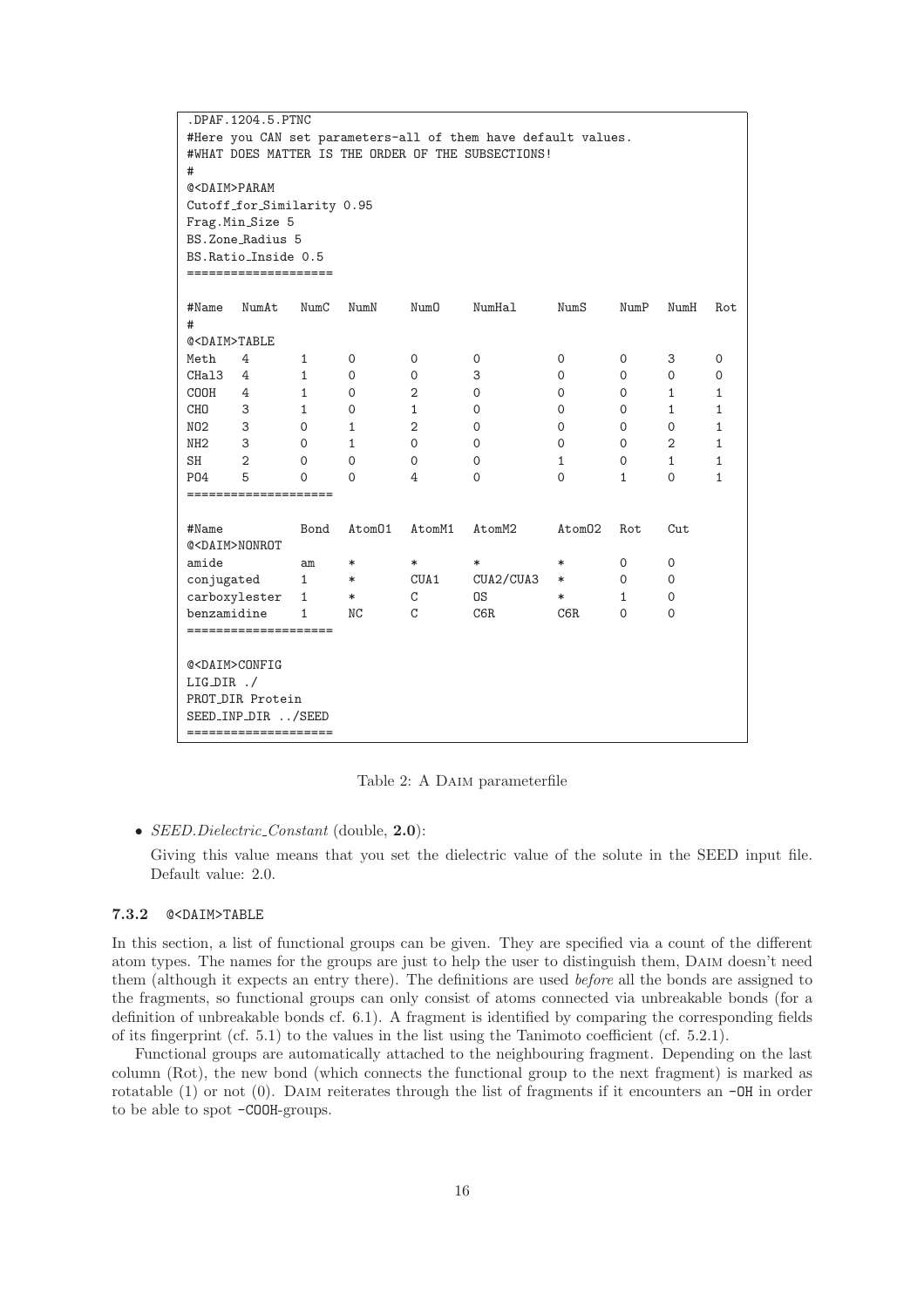```
.DPAF.1204.5.PTNC
#Here you CAN set parameters-all of them have default values.
#WHAT DOES MATTER IS THE ORDER OF THE SUBSECTIONS!
#
@<DAIM>PARAM
Cutoff_for_Similarity 0.95
Frag.Min_Size 5
BS.Zone_Radius 5
BS.Ratio_Inside 0.5
====================

#Name  NumAt   NumC  NumN    NumO    NumHal     NumS    NumP  NumH  Rot
#
@<DAIM>TABLE
Meth    4       1     0       0       0          0       0     3     0
CHal3   4       1     0       0       3          0       0     0     0
COOH    4       1     0       2       0          0       0     1     1
CHO     3       1     0       1       0          0       0     1     1
NO2     3       0     1       2       0          0       0     0     1
NH2     3       0     1       0       0          0       0     2     1
SH      2       0     0       0       0          1       0     1     1
PO4     5       0     0       4       0          0       1     0     1
====================

#Name          Bond  AtomO1  AtomM1  AtomM2     AtomO2  Rot   Cut
@<DAIM>NONROT
amide          am    *       *       *          *       0     0
conjugated     1     *       CUA1    CUA2/CUA3  *       0     0
carboxylester  1     *       C       OS         *       1     0
benzamidine    1     NC      C       C6R        C6R     0     0
====================

@<DAIM>CONFIG
LIG_DIR ./
PROT_DIR Protein
SEED_INP_DIR ../SEED
====================
```

Table 2: A DAIM parameterfile

- *SEED.Dielectric_Constant* (double, **2.0**):

  Giving this value means that you set the dielectric value of the solute in the SEED input file. Default value: 2.0.

#### 7.3.2 @<DAIM>TABLE

In this section, a list of functional groups can be given. They are specified via a count of the different atom types. The names for the groups are just to help the user to distinguish them, DAIM doesn't need them (although it expects an entry there). The definitions are used *before* all the bonds are assigned to the fragments, so functional groups can only consist of atoms connected via unbreakable bonds (for a definition of unbreakable bonds cf. 6.1). A fragment is identified by comparing the corresponding fields of its fingerprint (cf. 5.1) to the values in the list using the Tanimoto coefficient (cf. 5.2.1).

Functional groups are automatically attached to the neighbouring fragment. Depending on the last column (Rot), the new bond (which connects the functional group to the next fragment) is marked as rotatable (1) or not (0). DAIM reiterates through the list of fragments if it encounters an `-OH` in order to be able to spot `-COOH`-groups.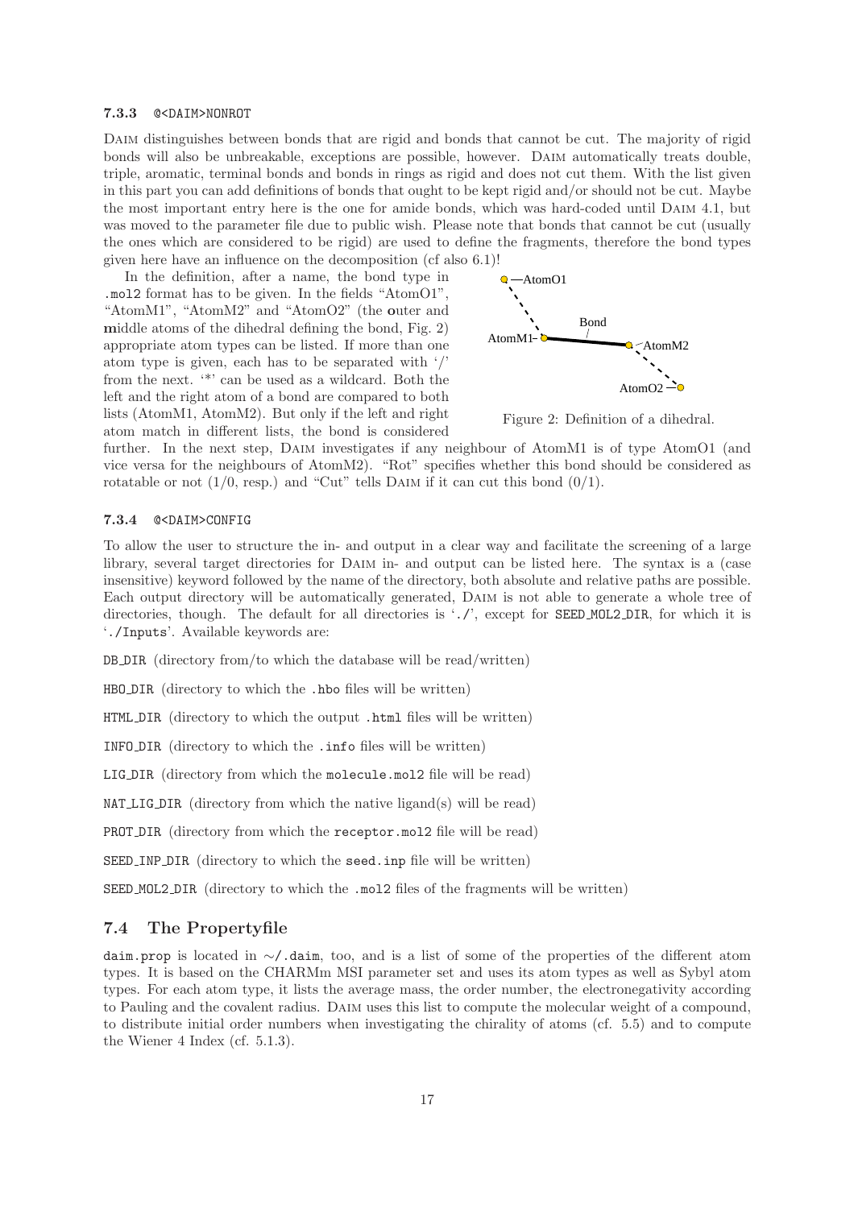### 7.3.3 `@<DAIM>NONROT`

Daim distinguishes between bonds that are rigid and bonds that cannot be cut. The majority of rigid bonds will also be unbreakable, exceptions are possible, however. Daim automatically treats double, triple, aromatic, terminal bonds and bonds in rings as rigid and does not cut them. With the list given in this part you can add definitions of bonds that ought to be kept rigid and/or should not be cut. Maybe the most important entry here is the one for amide bonds, which was hard-coded until Daim 4.1, but was moved to the parameter file due to public wish. Please note that bonds that cannot be cut (usually the ones which are considered to be rigid) are used to define the fragments, therefore the bond types given here have an influence on the decomposition (cf also 6.1)!

In the definition, after a name, the bond type in `.mol2` format has to be given. In the fields "AtomO1", "AtomM1", "AtomM2" and "AtomO2" (the **o**uter and **m**iddle atoms of the dihedral defining the bond, Fig. 2) appropriate atom types can be listed. If more than one atom type is given, each has to be separated with '/' from the next. '*' can be used as a wildcard. Both the left and the right atom of a bond are compared to both lists (AtomM1, AtomM2). But only if the left and right atom match in different lists, the bond is considered further. In the next step, Daim investigates if any neighbour of AtomM1 is of type AtomO1 (and vice versa for the neighbours of AtomM2). "Rot" specifies whether this bond should be considered as rotatable or not (1/0, resp.) and "Cut" tells Daim if it can cut this bond (0/1).

Figure 2: Definition of a dihedral.

### 7.3.4 `@<DAIM>CONFIG`

To allow the user to structure the in- and output in a clear way and facilitate the screening of a large library, several target directories for Daim in- and output can be listed here. The syntax is a (case insensitive) keyword followed by the name of the directory, both absolute and relative paths are possible. Each output directory will be automatically generated, Daim is not able to generate a whole tree of directories, though. The default for all directories is '`./`', except for `SEED_MOL2_DIR`, for which it is '`./Inputs`'. Available keywords are:

`DB_DIR` (directory from/to which the database will be read/written)

`HBO_DIR` (directory to which the `.hbo` files will be written)

`HTML_DIR` (directory to which the output `.html` files will be written)

`INFO_DIR` (directory to which the `.info` files will be written)

`LIG_DIR` (directory from which the `molecule.mol2` file will be read)

`NAT_LIG_DIR` (directory from which the native ligand(s) will be read)

`PROT_DIR` (directory from which the `receptor.mol2` file will be read)

`SEED_INP_DIR` (directory to which the `seed.inp` file will be written)

`SEED_MOL2_DIR` (directory to which the `.mol2` files of the fragments will be written)

## 7.4 The Propertyfile

`daim.prop` is located in `~/.daim`, too, and is a list of some of the properties of the different atom types. It is based on the CHARMm MSI parameter set and uses its atom types as well as Sybyl atom types. For each atom type, it lists the average mass, the order number, the electronegativity according to Pauling and the covalent radius. Daim uses this list to compute the molecular weight of a compound, to distribute initial order numbers when investigating the chirality of atoms (cf. 5.5) and to compute the Wiener 4 Index (cf. 5.1.3).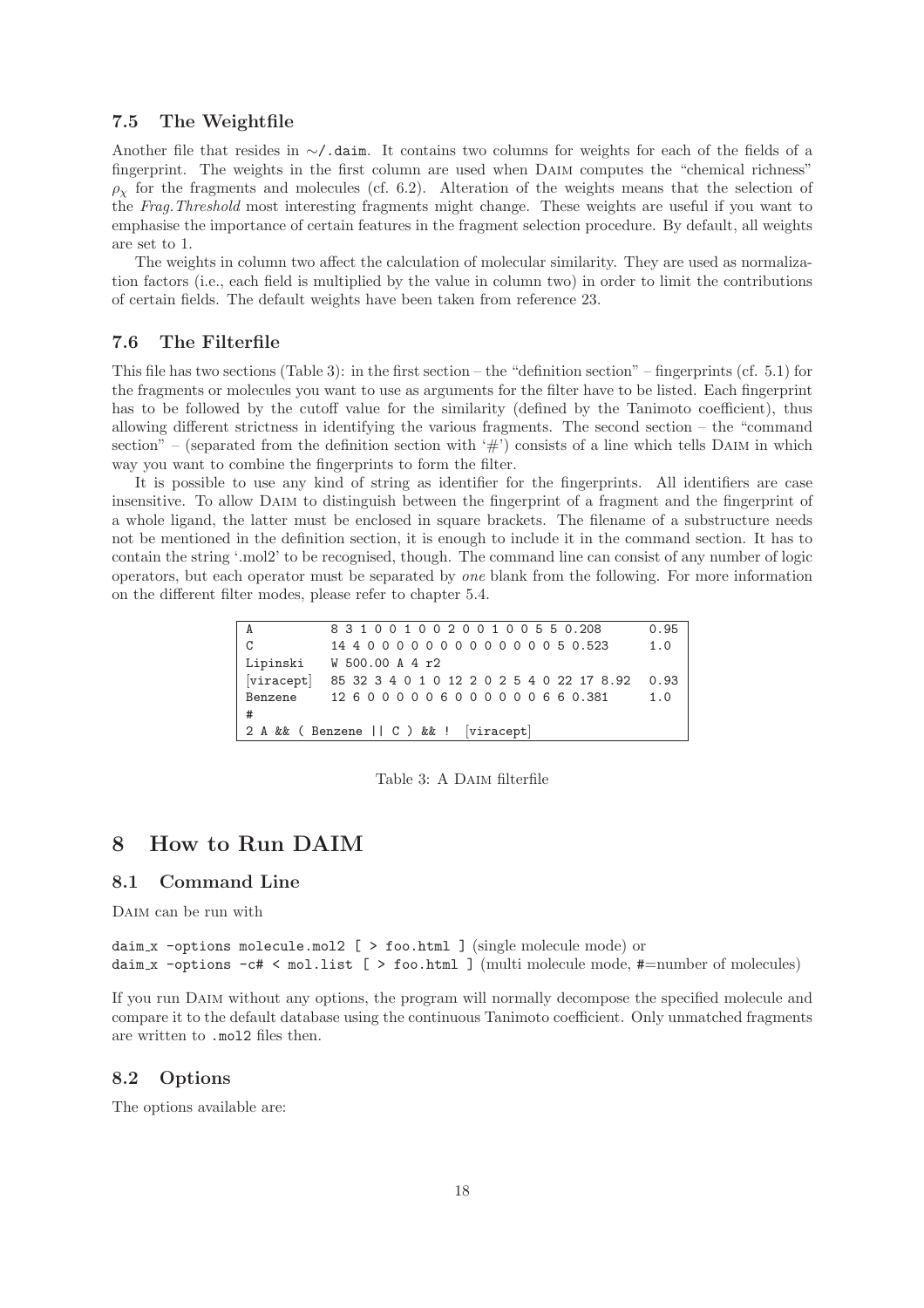### 7.5 The Weightfile

Another file that resides in ~/.daim. It contains two columns for weights for each of the fields of a fingerprint. The weights in the first column are used when Daim computes the "chemical richness" $\rho_\chi$ for the fragments and molecules (cf. 6.2). Alteration of the weights means that the selection of the *Frag.Threshold* most interesting fragments might change. These weights are useful if you want to emphasise the importance of certain features in the fragment selection procedure. By default, all weights are set to 1.

The weights in column two affect the calculation of molecular similarity. They are used as normalization factors (i.e., each field is multiplied by the value in column two) in order to limit the contributions of certain fields. The default weights have been taken from reference 23.

### 7.6 The Filterfile

This file has two sections (Table 3): in the first section – the "definition section" – fingerprints (cf. 5.1) for the fragments or molecules you want to use as arguments for the filter have to be listed. Each fingerprint has to be followed by the cutoff value for the similarity (defined by the Tanimoto coefficient), thus allowing different strictness in identifying the various fragments. The second section – the "command section" – (separated from the definition section with '#') consists of a line which tells Daim in which way you want to combine the fingerprints to form the filter.

It is possible to use any kind of string as identifier for the fingerprints. All identifiers are case insensitive. To allow Daim to distinguish between the fingerprint of a fragment and the fingerprint of a whole ligand, the latter must be enclosed in square brackets. The filename of a substructure needs not be mentioned in the definition section, it is enough to include it in the command section. It has to contain the string '.mol2' to be recognised, though. The command line can consist of any number of logic operators, but each operator must be separated by *one* blank from the following. For more information on the different filter modes, please refer to chapter 5.4.

```
A           8 3 1 0 0 1 0 0 2 0 0 1 0 0 5 5 0.208       0.95
C           14 4 0 0 0 0 0 0 0 0 0 0 0 0 0 5 0.523      1.0
Lipinski    W 500.00 A 4 r2
[viracept]  85 32 3 4 0 1 0 12 2 0 2 5 4 0 22 17 8.92  0.93
Benzene     12 6 0 0 0 0 0 6 0 0 0 0 0 0 6 6 0.381      1.0
#
2 A && ( Benzene || C ) && !  [viracept]
```

Table 3: A Daim filterfile

# 8 How to Run DAIM

## 8.1 Command Line

Daim can be run with

daim_x -options molecule.mol2 [ > foo.html ] (single molecule mode) or
daim_x -options -c# < mol.list [ > foo.html ] (multi molecule mode, #=number of molecules)

If you run Daim without any options, the program will normally decompose the specified molecule and compare it to the default database using the continuous Tanimoto coefficient. Only unmatched fragments are written to .mol2 files then.

## 8.2 Options

The options available are: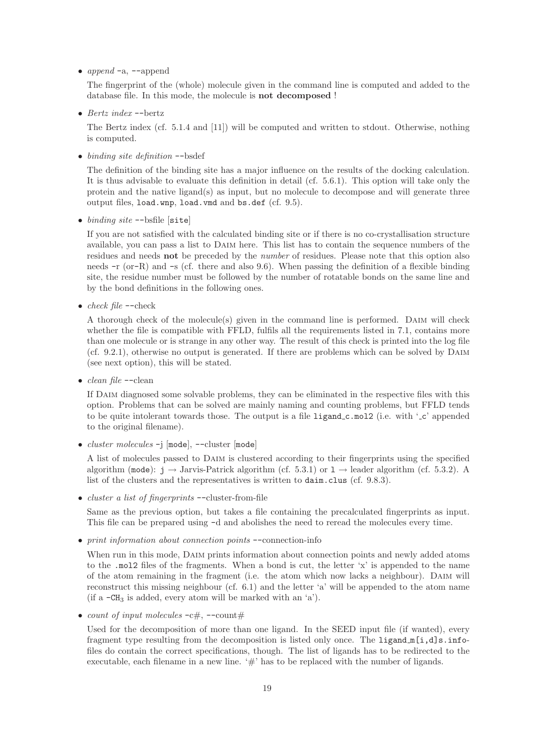- *append* -a, --append

  The fingerprint of the (whole) molecule given in the command line is computed and added to the database file. In this mode, the molecule is **not decomposed** !

- *Bertz index* --bertz

  The Bertz index (cf. 5.1.4 and [11]) will be computed and written to stdout. Otherwise, nothing is computed.

- *binding site definition* --bsdef

  The definition of the binding site has a major influence on the results of the docking calculation. It is thus advisable to evaluate this definition in detail (cf. 5.6.1). This option will take only the protein and the native ligand(s) as input, but no molecule to decompose and will generate three output files, `load.wnp`, `load.vmd` and `bs.def` (cf. 9.5).

- *binding site* --bsfile [`site`]

  If you are not satisfied with the calculated binding site or if there is no co-crystallisation structure available, you can pass a list to Daim here. This list has to contain the sequence numbers of the residues and needs **not** be preceded by the *number* of residues. Please note that this option also needs -r (or-R) and -s (cf. there and also 9.6). When passing the definition of a flexible binding site, the residue number must be followed by the number of rotatable bonds on the same line and by the bond definitions in the following ones.

- *check file* --check

  A thorough check of the molecule(s) given in the command line is performed. Daim will check whether the file is compatible with FFLD, fulfils all the requirements listed in 7.1, contains more than one molecule or is strange in any other way. The result of this check is printed into the log file (cf. 9.2.1), otherwise no output is generated. If there are problems which can be solved by Daim (see next option), this will be stated.

- *clean file* --clean

  If Daim diagnosed some solvable problems, they can be eliminated in the respective files with this option. Problems that can be solved are mainly naming and counting problems, but FFLD tends to be quite intolerant towards those. The output is a file `ligand_c.mol2` (i.e. with '_c' appended to the original filename).

- *cluster molecules* -j [`mode`], --cluster [`mode`]

  A list of molecules passed to Daim is clustered according to their fingerprints using the specified algorithm (`mode`): `j` → Jarvis-Patrick algorithm (cf. 5.3.1) or `l` → leader algorithm (cf. 5.3.2). A list of the clusters and the representatives is written to `daim.clus` (cf. 9.8.3).

- *cluster a list of fingerprints* --cluster-from-file

  Same as the previous option, but takes a file containing the precalculated fingerprints as input. This file can be prepared using -d and abolishes the need to reread the molecules every time.

- *print information about connection points* --connection-info

  When run in this mode, Daim prints information about connection points and newly added atoms to the `.mol2` files of the fragments. When a bond is cut, the letter 'x' is appended to the name of the atom remaining in the fragment (i.e. the atom which now lacks a neighbour). Daim will reconstruct this missing neighbour (cf. 6.1) and the letter 'a' will be appended to the atom name (if a -$CH_3$ is added, every atom will be marked with an 'a').

- *count of input molecules* -c#, --count#

  Used for the decomposition of more than one ligand. In the SEED input file (if wanted), every fragment type resulting from the decomposition is listed only once. The `ligand_m[i,d]s.info`-files do contain the correct specifications, though. The list of ligands has to be redirected to the executable, each filename in a new line. '#' has to be replaced with the number of ligands.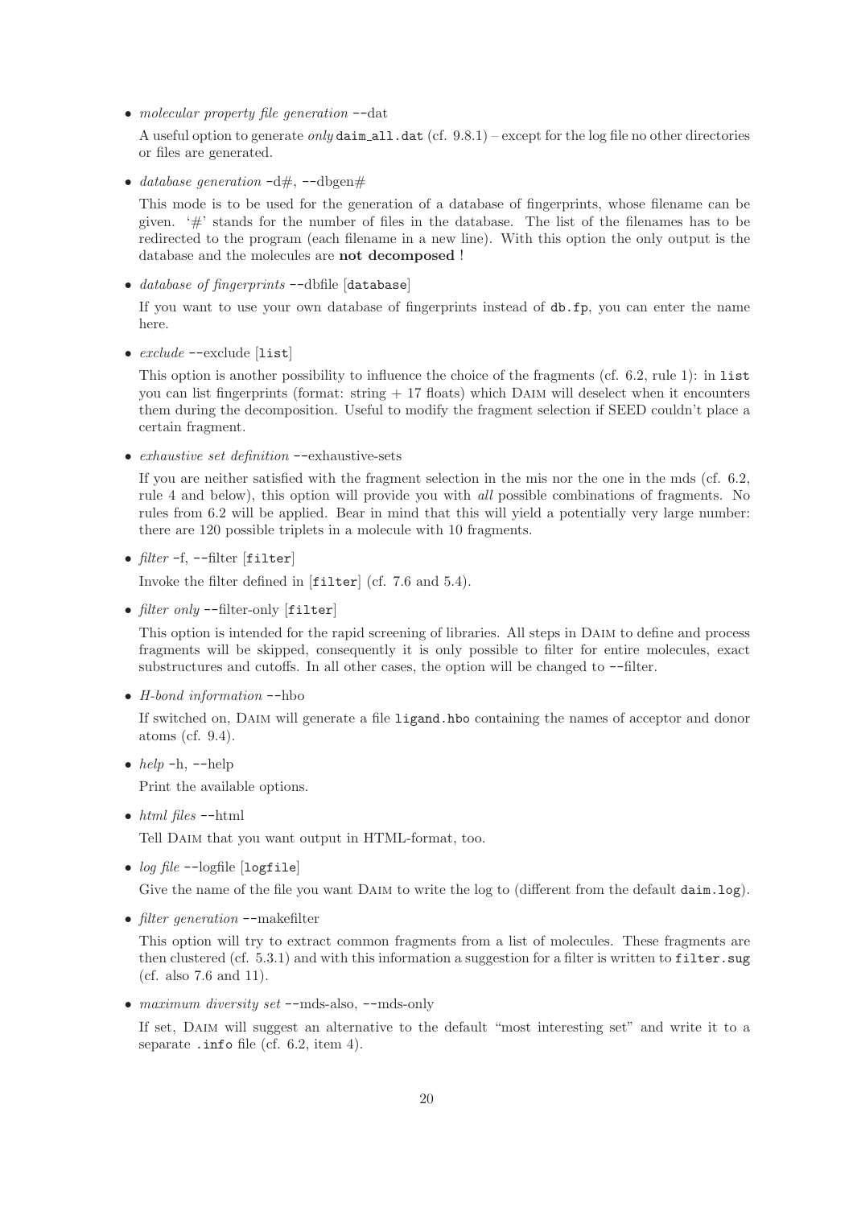- *molecular property file generation* --dat

  A useful option to generate *only* `daim_all.dat` (cf. 9.8.1) – except for the log file no other directories or files are generated.

- *database generation* -d#, --dbgen#

  This mode is to be used for the generation of a database of fingerprints, whose filename can be given. '#' stands for the number of files in the database. The list of the filenames has to be redirected to the program (each filename in a new line). With this option the only output is the database and the molecules are **not decomposed** !

- *database of fingerprints* --dbfile [`database`]

  If you want to use your own database of fingerprints instead of `db.fp`, you can enter the name here.

- *exclude* --exclude [`list`]

  This option is another possibility to influence the choice of the fragments (cf. 6.2, rule 1): in `list` you can list fingerprints (format: string + 17 floats) which DAIM will deselect when it encounters them during the decomposition. Useful to modify the fragment selection if SEED couldn't place a certain fragment.

- *exhaustive set definition* --exhaustive-sets

  If you are neither satisfied with the fragment selection in the mis nor the one in the mds (cf. 6.2, rule 4 and below), this option will provide you with *all* possible combinations of fragments. No rules from 6.2 will be applied. Bear in mind that this will yield a potentially very large number: there are 120 possible triplets in a molecule with 10 fragments.

- *filter* -f, --filter [`filter`]

  Invoke the filter defined in [`filter`] (cf. 7.6 and 5.4).

- *filter only* --filter-only [`filter`]

  This option is intended for the rapid screening of libraries. All steps in DAIM to define and process fragments will be skipped, consequently it is only possible to filter for entire molecules, exact substructures and cutoffs. In all other cases, the option will be changed to --filter.

- *H-bond information* --hbo

  If switched on, DAIM will generate a file `ligand.hbo` containing the names of acceptor and donor atoms (cf. 9.4).

- *help* -h, --help

  Print the available options.

- *html files* --html

  Tell DAIM that you want output in HTML-format, too.

- *log file* --logfile [`logfile`]

  Give the name of the file you want DAIM to write the log to (different from the default `daim.log`).

- *filter generation* --makefilter

  This option will try to extract common fragments from a list of molecules. These fragments are then clustered (cf. 5.3.1) and with this information a suggestion for a filter is written to `filter.sug` (cf. also 7.6 and 11).

- *maximum diversity set* --mds-also, --mds-only

  If set, DAIM will suggest an alternative to the default "most interesting set" and write it to a separate `.info` file (cf. 6.2, item 4).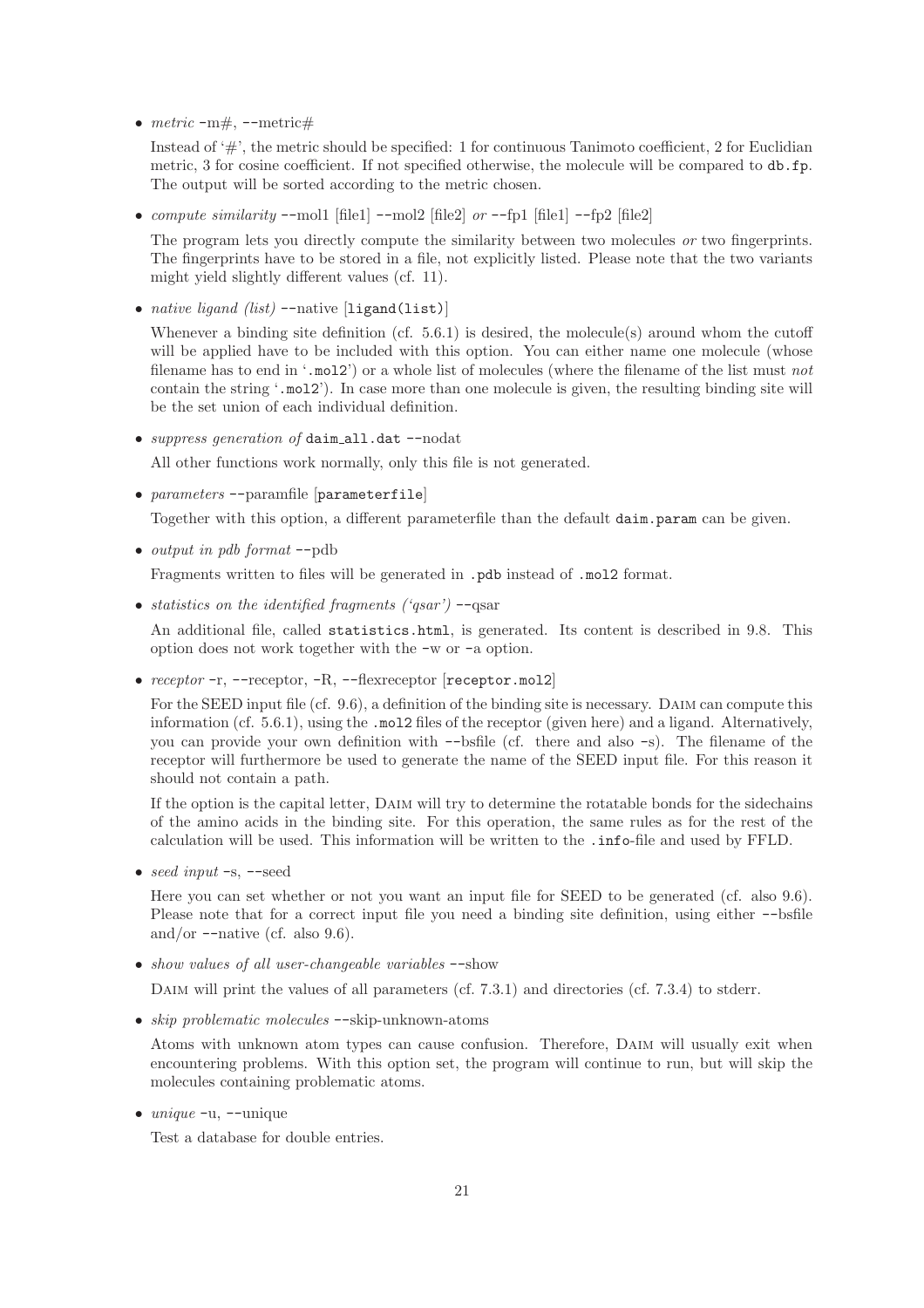- *metric* -m#, --metric#

  Instead of '#', the metric should be specified: 1 for continuous Tanimoto coefficient, 2 for Euclidian metric, 3 for cosine coefficient. If not specified otherwise, the molecule will be compared to `db.fp`. The output will be sorted according to the metric chosen.

- *compute similarity* --mol1 [file1] --mol2 [file2] *or* --fp1 [file1] --fp2 [file2]

  The program lets you directly compute the similarity between two molecules *or* two fingerprints. The fingerprints have to be stored in a file, not explicitly listed. Please note that the two variants might yield slightly different values (cf. 11).

- *native ligand (list)* --native [`ligand(list)`]

  Whenever a binding site definition (cf. 5.6.1) is desired, the molecule(s) around whom the cutoff will be applied have to be included with this option. You can either name one molecule (whose filename has to end in '`.mol2`') or a whole list of molecules (where the filename of the list must *not* contain the string '`.mol2`'). In case more than one molecule is given, the resulting binding site will be the set union of each individual definition.

- *suppress generation of* `daim_all.dat` --nodat

  All other functions work normally, only this file is not generated.

- *parameters* --paramfile [`parameterfile`]

  Together with this option, a different parameterfile than the default `daim.param` can be given.

- *output in pdb format* --pdb

  Fragments written to files will be generated in `.pdb` instead of `.mol2` format.

- *statistics on the identified fragments ('qsar')* --qsar

  An additional file, called `statistics.html`, is generated. Its content is described in 9.8. This option does not work together with the -w or -a option.

- *receptor* -r, --receptor, -R, --flexreceptor [`receptor.mol2`]

  For the SEED input file (cf. 9.6), a definition of the binding site is necessary. DAIM can compute this information (cf. 5.6.1), using the `.mol2` files of the receptor (given here) and a ligand. Alternatively, you can provide your own definition with --bsfile (cf. there and also -s). The filename of the receptor will furthermore be used to generate the name of the SEED input file. For this reason it should not contain a path.

  If the option is the capital letter, DAIM will try to determine the rotatable bonds for the sidechains of the amino acids in the binding site. For this operation, the same rules as for the rest of the calculation will be used. This information will be written to the `.info`-file and used by FFLD.

- *seed input* -s, --seed

  Here you can set whether or not you want an input file for SEED to be generated (cf. also 9.6). Please note that for a correct input file you need a binding site definition, using either --bsfile and/or --native (cf. also 9.6).

- *show values of all user-changeable variables* --show

  DAIM will print the values of all parameters (cf. 7.3.1) and directories (cf. 7.3.4) to stderr.

- *skip problematic molecules* --skip-unknown-atoms

  Atoms with unknown atom types can cause confusion. Therefore, DAIM will usually exit when encountering problems. With this option set, the program will continue to run, but will skip the molecules containing problematic atoms.

- *unique* -u, --unique

  Test a database for double entries.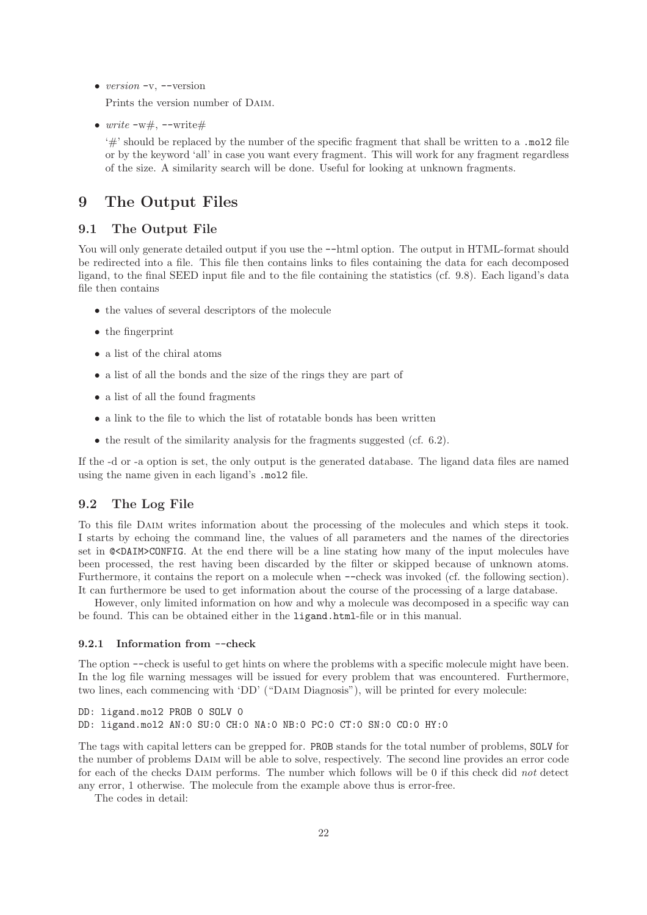- *version* -v, --version

  Prints the version number of DAIM.

- *write* -w#, --write#

  '#' should be replaced by the number of the specific fragment that shall be written to a .mol2 file or by the keyword 'all' in case you want every fragment. This will work for any fragment regardless of the size. A similarity search will be done. Useful for looking at unknown fragments.

# 9 The Output Files

## 9.1 The Output File

You will only generate detailed output if you use the --html option. The output in HTML-format should be redirected into a file. This file then contains links to files containing the data for each decomposed ligand, to the final SEED input file and to the file containing the statistics (cf. 9.8). Each ligand's data file then contains

- the values of several descriptors of the molecule
- the fingerprint
- a list of the chiral atoms
- a list of all the bonds and the size of the rings they are part of
- a list of all the found fragments
- a link to the file to which the list of rotatable bonds has been written
- the result of the similarity analysis for the fragments suggested (cf. 6.2).

If the -d or -a option is set, the only output is the generated database. The ligand data files are named using the name given in each ligand's .mol2 file.

## 9.2 The Log File

To this file DAIM writes information about the processing of the molecules and which steps it took. I starts by echoing the command line, the values of all parameters and the names of the directories set in `@<DAIM>CONFIG`. At the end there will be a line stating how many of the input molecules have been processed, the rest having been discarded by the filter or skipped because of unknown atoms. Furthermore, it contains the report on a molecule when --check was invoked (cf. the following section). It can furthermore be used to get information about the course of the processing of a large database.

However, only limited information on how and why a molecule was decomposed in a specific way can be found. This can be obtained either in the `ligand.html`-file or in this manual.

### 9.2.1 Information from --check

The option --check is useful to get hints on where the problems with a specific molecule might have been. In the log file warning messages will be issued for every problem that was encountered. Furthermore, two lines, each commencing with 'DD' ("DAIM Diagnosis"), will be printed for every molecule:

```
DD: ligand.mol2 PROB 0 SOLV 0
DD: ligand.mol2 AN:0 SU:0 CH:0 NA:0 NB:0 PC:0 CT:0 SN:0 CO:0 HY:0
```

The tags with capital letters can be grepped for. `PROB` stands for the total number of problems, `SOLV` for the number of problems DAIM will be able to solve, respectively. The second line provides an error code for each of the checks DAIM performs. The number which follows will be 0 if this check did *not* detect any error, 1 otherwise. The molecule from the example above thus is error-free.

The codes in detail: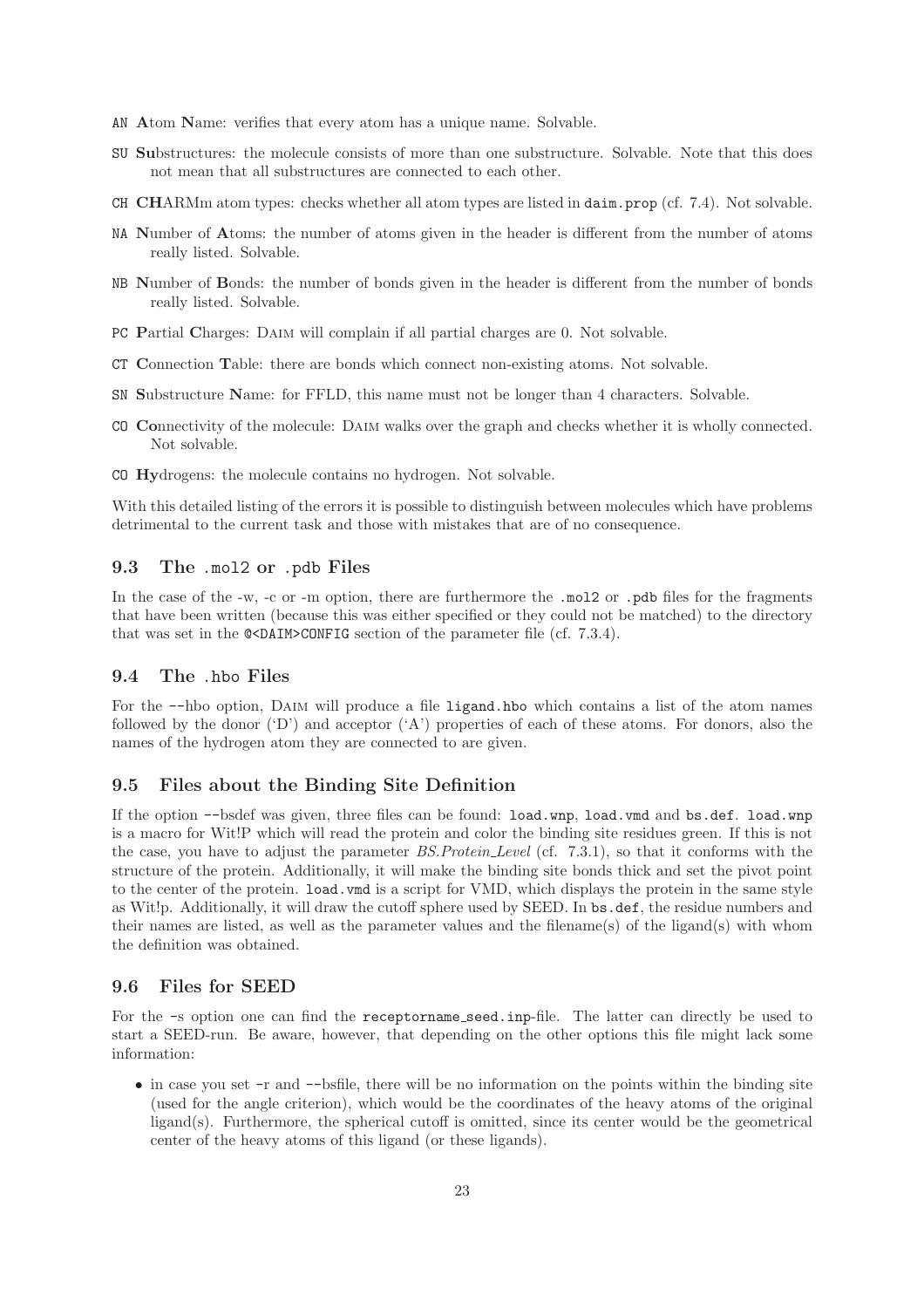- AN **A**tom **N**ame: verifies that every atom has a unique name. Solvable.
- SU **Su**bstructures: the molecule consists of more than one substructure. Solvable. Note that this does not mean that all substructures are connected to each other.
- CH **CH**ARMm atom types: checks whether all atom types are listed in `daim.prop` (cf. 7.4). Not solvable.
- NA **N**umber of **A**toms: the number of atoms given in the header is different from the number of atoms really listed. Solvable.
- NB **N**umber of **B**onds: the number of bonds given in the header is different from the number of bonds really listed. Solvable.
- PC **P**artial **C**harges: DAIM will complain if all partial charges are 0. Not solvable.
- CT **C**onnection **T**able: there are bonds which connect non-existing atoms. Not solvable.
- SN **S**ubstructure **N**ame: for FFLD, this name must not be longer than 4 characters. Solvable.
- CO **Co**nnectivity of the molecule: DAIM walks over the graph and checks whether it is wholly connected. Not solvable.
- CO **Hy**drogens: the molecule contains no hydrogen. Not solvable.

With this detailed listing of the errors it is possible to distinguish between molecules which have problems detrimental to the current task and those with mistakes that are of no consequence.

### 9.3 The `.mol2` or `.pdb` Files

In the case of the -w, -c or -m option, there are furthermore the `.mol2` or `.pdb` files for the fragments that have been written (because this was either specified or they could not be matched) to the directory that was set in the `@<DAIM>CONFIG` section of the parameter file (cf. 7.3.4).

### 9.4 The `.hbo` Files

For the --hbo option, DAIM will produce a file `ligand.hbo` which contains a list of the atom names followed by the donor ('D') and acceptor ('A') properties of each of these atoms. For donors, also the names of the hydrogen atom they are connected to are given.

### 9.5 Files about the Binding Site Definition

If the option --bsdef was given, three files can be found: `load.wnp`, `load.vmd` and `bs.def`. `load.wnp` is a macro for Wit!P which will read the protein and color the binding site residues green. If this is not the case, you have to adjust the parameter *BS.Protein_Level* (cf. 7.3.1), so that it conforms with the structure of the protein. Additionally, it will make the binding site bonds thick and set the pivot point to the center of the protein. `load.vmd` is a script for VMD, which displays the protein in the same style as Wit!p. Additionally, it will draw the cutoff sphere used by SEED. In `bs.def`, the residue numbers and their names are listed, as well as the parameter values and the filename(s) of the ligand(s) with whom the definition was obtained.

### 9.6 Files for SEED

For the -s option one can find the `receptorname_seed.inp`-file. The latter can directly be used to start a SEED-run. Be aware, however, that depending on the other options this file might lack some information:

- in case you set -r and --bsfile, there will be no information on the points within the binding site (used for the angle criterion), which would be the coordinates of the heavy atoms of the original ligand(s). Furthermore, the spherical cutoff is omitted, since its center would be the geometrical center of the heavy atoms of this ligand (or these ligands).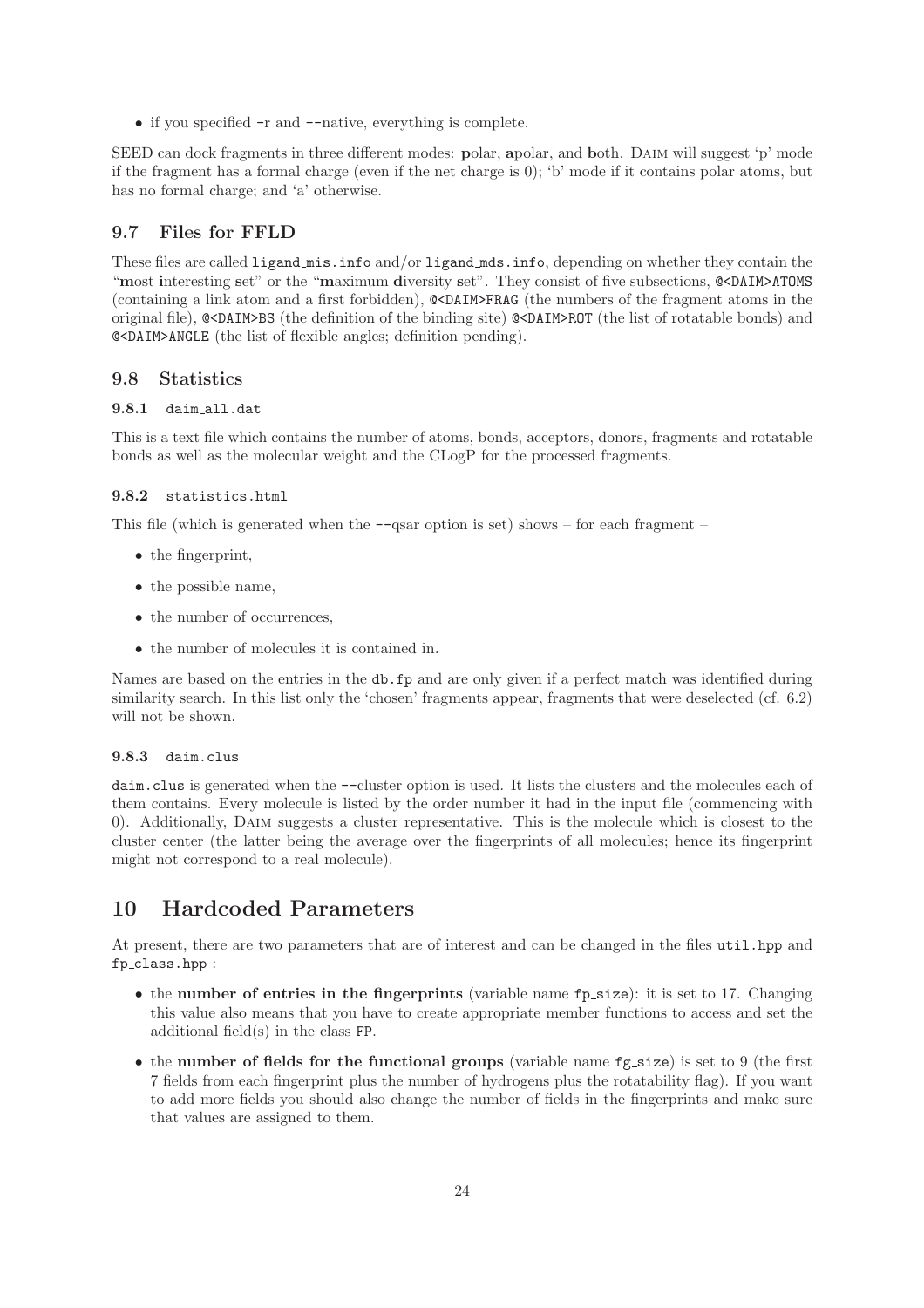- if you specified -r and --native, everything is complete.

SEED can dock fragments in three different modes: **p**olar, **a**polar, and **b**oth. Daim will suggest 'p' mode if the fragment has a formal charge (even if the net charge is 0); 'b' mode if it contains polar atoms, but has no formal charge; and 'a' otherwise.

## 9.7 Files for FFLD

These files are called `ligand_mis.info` and/or `ligand_mds.info`, depending on whether they contain the "**m**ost **i**nteresting **s**et" or the "**m**aximum **d**iversity **s**et". They consist of five subsections, `@<DAIM>ATOMS` (containing a link atom and a first forbidden), `@<DAIM>FRAG` (the numbers of the fragment atoms in the original file), `@<DAIM>BS` (the definition of the binding site) `@<DAIM>ROT` (the list of rotatable bonds) and `@<DAIM>ANGLE` (the list of flexible angles; definition pending).

## 9.8 Statistics

### 9.8.1 `daim_all.dat`

This is a text file which contains the number of atoms, bonds, acceptors, donors, fragments and rotatable bonds as well as the molecular weight and the CLogP for the processed fragments.

### 9.8.2 `statistics.html`

This file (which is generated when the --qsar option is set) shows – for each fragment –

- the fingerprint,
- the possible name,
- the number of occurrences,
- the number of molecules it is contained in.

Names are based on the entries in the `db.fp` and are only given if a perfect match was identified during similarity search. In this list only the 'chosen' fragments appear, fragments that were deselected (cf. 6.2) will not be shown.

### 9.8.3 `daim.clus`

`daim.clus` is generated when the --cluster option is used. It lists the clusters and the molecules each of them contains. Every molecule is listed by the order number it had in the input file (commencing with 0). Additionally, Daim suggests a cluster representative. This is the molecule which is closest to the cluster center (the latter being the average over the fingerprints of all molecules; hence its fingerprint might not correspond to a real molecule).

# 10 Hardcoded Parameters

At present, there are two parameters that are of interest and can be changed in the files `util.hpp` and `fp_class.hpp` :

- the **number of entries in the fingerprints** (variable name `fp_size`): it is set to 17. Changing this value also means that you have to create appropriate member functions to access and set the additional field(s) in the class `FP`.
- the **number of fields for the functional groups** (variable name `fg_size`) is set to 9 (the first 7 fields from each fingerprint plus the number of hydrogens plus the rotatability flag). If you want to add more fields you should also change the number of fields in the fingerprints and make sure that values are assigned to them.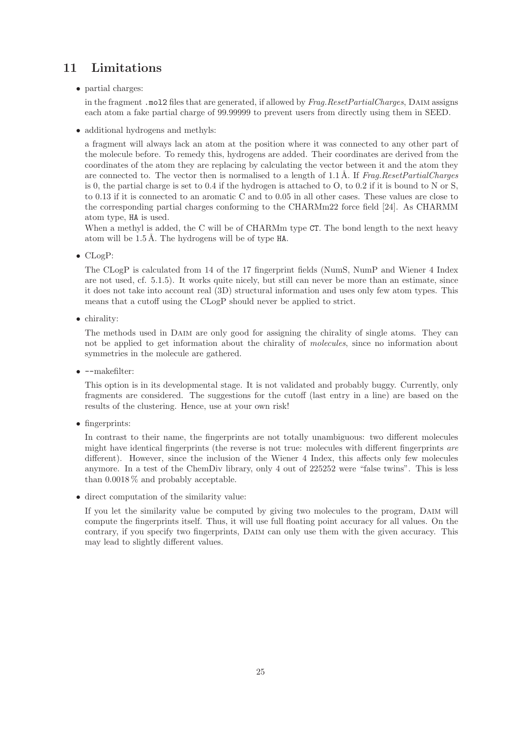# 11 Limitations

- partial charges:

  in the fragment `.mol2` files that are generated, if allowed by *Frag.ResetPartialCharges*, DAIM assigns each atom a fake partial charge of 99.99999 to prevent users from directly using them in SEED.

- additional hydrogens and methyls:

  a fragment will always lack an atom at the position where it was connected to any other part of the molecule before. To remedy this, hydrogens are added. Their coordinates are derived from the coordinates of the atom they are replacing by calculating the vector between it and the atom they are connected to. The vector then is normalised to a length of 1.1 Å. If *Frag.ResetPartialCharges* is 0, the partial charge is set to 0.4 if the hydrogen is attached to O, to 0.2 if it is bound to N or S, to 0.13 if it is connected to an aromatic C and to 0.05 in all other cases. These values are close to the corresponding partial charges conforming to the CHARMm22 force field [24]. As CHARMM atom type, `HA` is used.
  When a methyl is added, the C will be of CHARMm type `CT`. The bond length to the next heavy atom will be 1.5 Å. The hydrogens will be of type `HA`.

- CLogP:

  The CLogP is calculated from 14 of the 17 fingerprint fields (NumS, NumP and Wiener 4 Index are not used, cf. 5.1.5). It works quite nicely, but still can never be more than an estimate, since it does not take into account real (3D) structural information and uses only few atom types. This means that a cutoff using the CLogP should never be applied to strict.

- chirality:

  The methods used in DAIM are only good for assigning the chirality of single atoms. They can not be applied to get information about the chirality of *molecules*, since no information about symmetries in the molecule are gathered.

- `--makefilter`:

  This option is in its developmental stage. It is not validated and probably buggy. Currently, only fragments are considered. The suggestions for the cutoff (last entry in a line) are based on the results of the clustering. Hence, use at your own risk!

- fingerprints:

  In contrast to their name, the fingerprints are not totally unambiguous: two different molecules might have identical fingerprints (the reverse is not true: molecules with different fingerprints *are* different). However, since the inclusion of the Wiener 4 Index, this affects only few molecules anymore. In a test of the ChemDiv library, only 4 out of 225252 were "false twins". This is less than 0.0018 % and probably acceptable.

- direct computation of the similarity value:

  If you let the similarity value be computed by giving two molecules to the program, DAIM will compute the fingerprints itself. Thus, it will use full floating point accuracy for all values. On the contrary, if you specify two fingerprints, DAIM can only use them with the given accuracy. This may lead to slightly different values.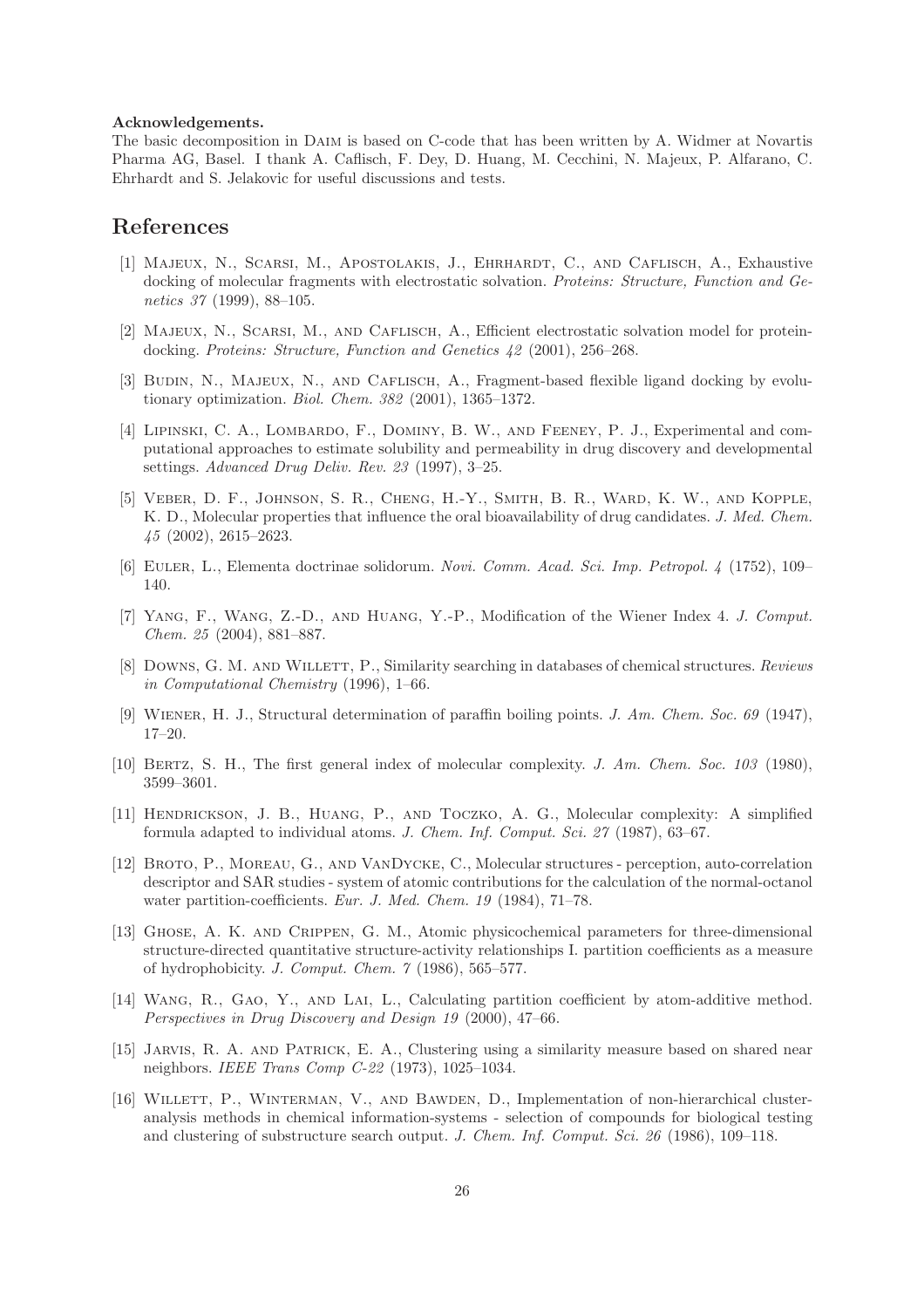**Acknowledgements.**
The basic decomposition in DAIM is based on C-code that has been written by A. Widmer at Novartis Pharma AG, Basel. I thank A. Caflisch, F. Dey, D. Huang, M. Cecchini, N. Majeux, P. Alfarano, C. Ehrhardt and S. Jelakovic for useful discussions and tests.

# References

[1] MAJEUX, N., SCARSI, M., APOSTOLAKIS, J., EHRHARDT, C., AND CAFLISCH, A., Exhaustive docking of molecular fragments with electrostatic solvation. *Proteins: Structure, Function and Genetics 37* (1999), 88–105.

[2] MAJEUX, N., SCARSI, M., AND CAFLISCH, A., Efficient electrostatic solvation model for protein-docking. *Proteins: Structure, Function and Genetics 42* (2001), 256–268.

[3] BUDIN, N., MAJEUX, N., AND CAFLISCH, A., Fragment-based flexible ligand docking by evolutionary optimization. *Biol. Chem. 382* (2001), 1365–1372.

[4] LIPINSKI, C. A., LOMBARDO, F., DOMINY, B. W., AND FEENEY, P. J., Experimental and computational approaches to estimate solubility and permeability in drug discovery and developmental settings. *Advanced Drug Deliv. Rev. 23* (1997), 3–25.

[5] VEBER, D. F., JOHNSON, S. R., CHENG, H.-Y., SMITH, B. R., WARD, K. W., AND KOPPLE, K. D., Molecular properties that influence the oral bioavailability of drug candidates. *J. Med. Chem. 45* (2002), 2615–2623.

[6] EULER, L., Elementa doctrinae solidorum. *Novi. Comm. Acad. Sci. Imp. Petropol. 4* (1752), 109–140.

[7] YANG, F., WANG, Z.-D., AND HUANG, Y.-P., Modification of the Wiener Index 4. *J. Comput. Chem. 25* (2004), 881–887.

[8] DOWNS, G. M. AND WILLETT, P., Similarity searching in databases of chemical structures. *Reviews in Computational Chemistry* (1996), 1–66.

[9] WIENER, H. J., Structural determination of paraffin boiling points. *J. Am. Chem. Soc. 69* (1947), 17–20.

[10] BERTZ, S. H., The first general index of molecular complexity. *J. Am. Chem. Soc. 103* (1980), 3599–3601.

[11] HENDRICKSON, J. B., HUANG, P., AND TOCZKO, A. G., Molecular complexity: A simplified formula adapted to individual atoms. *J. Chem. Inf. Comput. Sci. 27* (1987), 63–67.

[12] BROTO, P., MOREAU, G., AND VANDYCKE, C., Molecular structures - perception, auto-correlation descriptor and SAR studies - system of atomic contributions for the calculation of the normal-octanol water partition-coefficients. *Eur. J. Med. Chem. 19* (1984), 71–78.

[13] GHOSE, A. K. AND CRIPPEN, G. M., Atomic physicochemical parameters for three-dimensional structure-directed quantitative structure-activity relationships I. partition coefficients as a measure of hydrophobicity. *J. Comput. Chem. 7* (1986), 565–577.

[14] WANG, R., GAO, Y., AND LAI, L., Calculating partition coefficient by atom-additive method. *Perspectives in Drug Discovery and Design 19* (2000), 47–66.

[15] JARVIS, R. A. AND PATRICK, E. A., Clustering using a similarity measure based on shared near neighbors. *IEEE Trans Comp C-22* (1973), 1025–1034.

[16] WILLETT, P., WINTERMAN, V., AND BAWDEN, D., Implementation of non-hierarchical cluster-analysis methods in chemical information-systems - selection of compounds for biological testing and clustering of substructure search output. *J. Chem. Inf. Comput. Sci. 26* (1986), 109–118.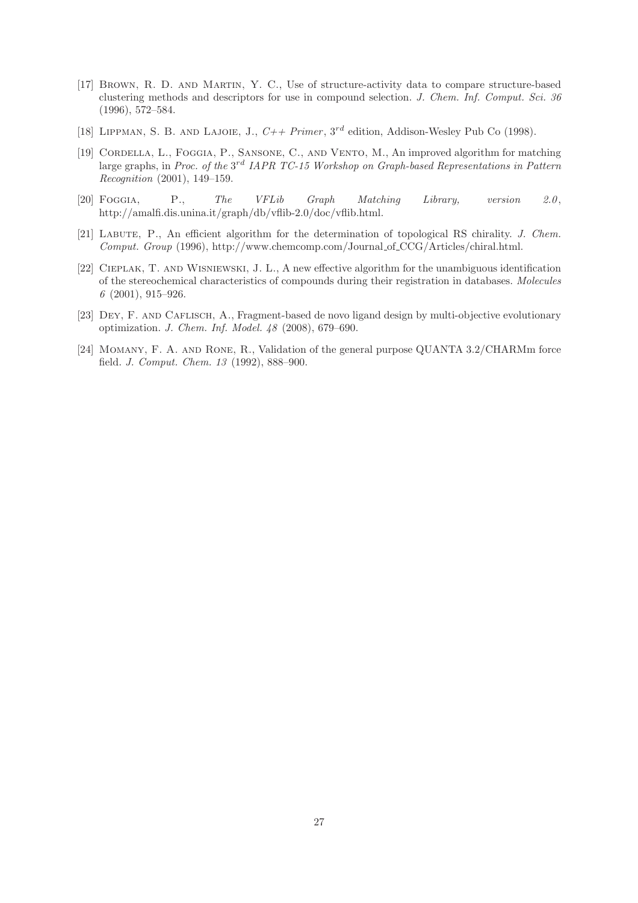[17] Brown, R. D. and Martin, Y. C., Use of structure-activity data to compare structure-based clustering methods and descriptors for use in compound selection. *J. Chem. Inf. Comput. Sci. 36* (1996), 572–584.

[18] Lippman, S. B. and Lajoie, J., *C++ Primer*, $3^{rd}$ edition, Addison-Wesley Pub Co (1998).

[19] Cordella, L., Foggia, P., Sansone, C., and Vento, M., An improved algorithm for matching large graphs, in *Proc. of the* $3^{rd}$ *IAPR TC-15 Workshop on Graph-based Representations in Pattern Recognition* (2001), 149–159.

[20] Foggia, P., *The VFLib Graph Matching Library, version 2.0*, http://amalfi.dis.unina.it/graph/db/vflib-2.0/doc/vflib.html.

[21] Labute, P., An efficient algorithm for the determination of topological RS chirality. *J. Chem. Comput. Group* (1996), http://www.chemcomp.com/Journal_of_CCG/Articles/chiral.html.

[22] Cieplak, T. and Wisniewski, J. L., A new effective algorithm for the unambiguous identification of the stereochemical characteristics of compounds during their registration in databases. *Molecules 6* (2001), 915–926.

[23] Dey, F. and Caflisch, A., Fragment-based de novo ligand design by multi-objective evolutionary optimization. *J. Chem. Inf. Model. 48* (2008), 679–690.

[24] Momany, F. A. and Rone, R., Validation of the general purpose QUANTA 3.2/CHARMm force field. *J. Comput. Chem. 13* (1992), 888–900.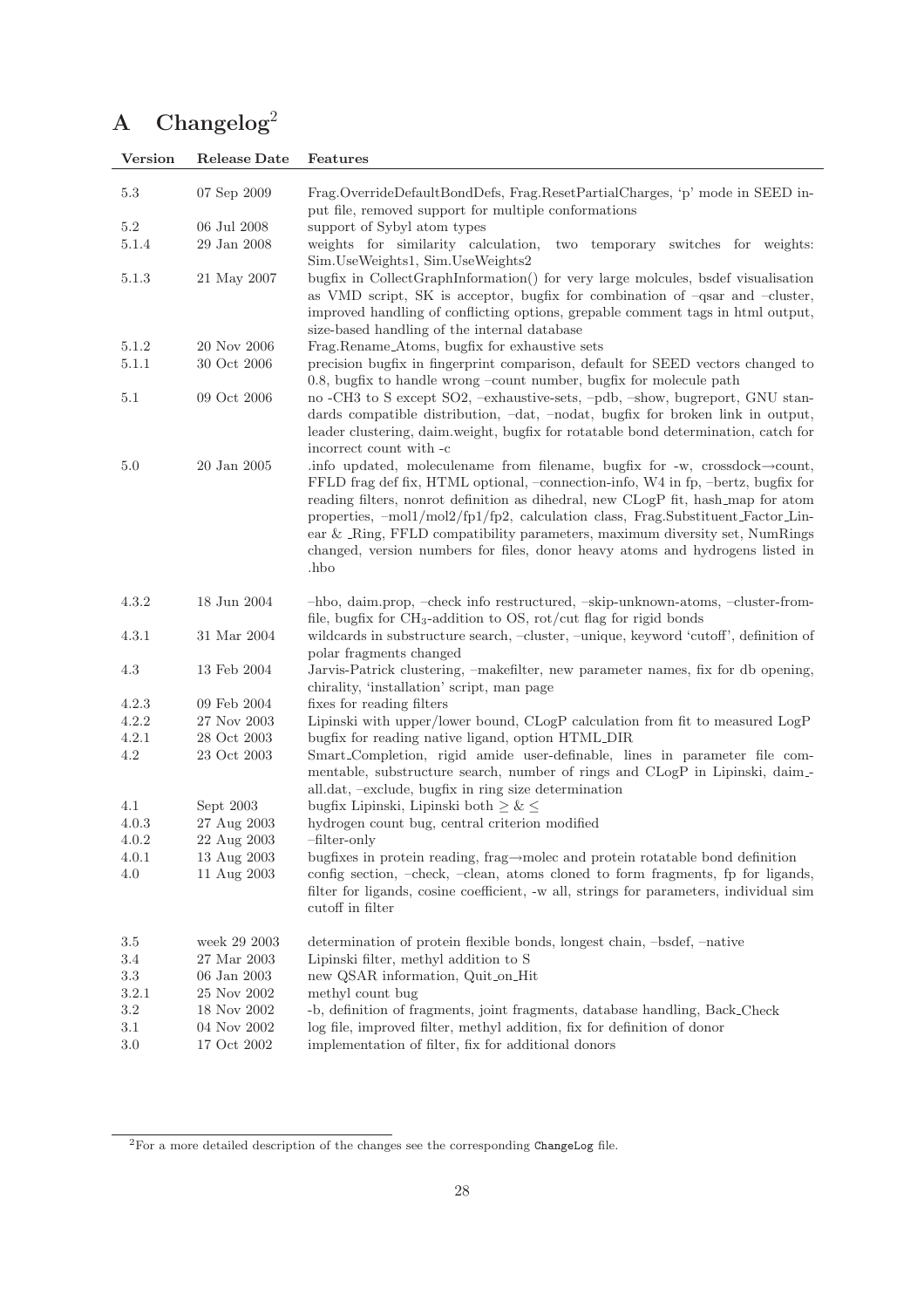# A Changelog[2]

| Version | Release Date | Features |
| --- | --- | --- |
| 5.3 | 07 Sep 2009 | Frag.OverrideDefaultBondDefs, Frag.ResetPartialCharges, 'p' mode in SEED input file, removed support for multiple conformations |
| 5.2 | 06 Jul 2008 | support of Sybyl atom types |
| 5.1.4 | 29 Jan 2008 | weights for similarity calculation, two temporary switches for weights: Sim.UseWeights1, Sim.UseWeights2 |
| 5.1.3 | 21 May 2007 | bugfix in CollectGraphInformation() for very large molcules, bsdef visualisation as VMD script, SK is acceptor, bugfix for combination of –qsar and –cluster, improved handling of conflicting options, grepable comment tags in html output, size-based handling of the internal database |
| 5.1.2 | 20 Nov 2006 | Frag.Rename_Atoms, bugfix for exhaustive sets |
| 5.1.1 | 30 Oct 2006 | precision bugfix in fingerprint comparison, default for SEED vectors changed to 0.8, bugfix to handle wrong –count number, bugfix for molecule path |
| 5.1 | 09 Oct 2006 | no -CH3 to S except SO2, –exhaustive-sets, –pdb, –show, bugreport, GNU standards compatible distribution, –dat, –nodat, bugfix for broken link in output, leader clustering, daim.weight, bugfix for rotatable bond determination, catch for incorrect count with -c |
| 5.0 | 20 Jan 2005 | .info updated, moleculename from filename, bugfix for -w, crossdock→count, FFLD frag def fix, HTML optional, –connection-info, W4 in fp, –bertz, bugfix for reading filters, nonrot definition as dihedral, new CLogP fit, hash_map for atom properties, –mol1/mol2/fp1/fp2, calculation class, Frag.Substituent_Factor_Linear & _Ring, FFLD compatibility parameters, maximum diversity set, NumRings changed, version numbers for files, donor heavy atoms and hydrogens listed in .hbo |
| 4.3.2 | 18 Jun 2004 | –hbo, daim.prop, –check info restructured, –skip-unknown-atoms, –cluster-from-file, bugfix for $CH_3$-addition to OS, rot/cut flag for rigid bonds |
| 4.3.1 | 31 Mar 2004 | wildcards in substructure search, –cluster, –unique, keyword 'cutoff', definition of polar fragments changed |
| 4.3 | 13 Feb 2004 | Jarvis-Patrick clustering, –makefilter, new parameter names, fix for db opening, chirality, 'installation' script, man page |
| 4.2.3 | 09 Feb 2004 | fixes for reading filters |
| 4.2.2 | 27 Nov 2003 | Lipinski with upper/lower bound, CLogP calculation from fit to measured LogP |
| 4.2.1 | 28 Oct 2003 | bugfix for reading native ligand, option HTML_DIR |
| 4.2 | 23 Oct 2003 | Smart_Completion, rigid amide user-definable, lines in parameter file commentable, substructure search, number of rings and CLogP in Lipinski, daim_all.dat, –exclude, bugfix in ring size determination |
| 4.1 | Sept 2003 | bugfix Lipinski, Lipinski both $\geq$ & $\leq$ |
| 4.0.3 | 27 Aug 2003 | hydrogen count bug, central criterion modified |
| 4.0.2 | 22 Aug 2003 | –filter-only |
| 4.0.1 | 13 Aug 2003 | bugfixes in protein reading, frag→molec and protein rotatable bond definition |
| 4.0 | 11 Aug 2003 | config section, –check, –clean, atoms cloned to form fragments, fp for ligands, filter for ligands, cosine coefficient, -w all, strings for parameters, individual sim cutoff in filter |
| 3.5 | week 29 2003 | determination of protein flexible bonds, longest chain, –bsdef, –native |
| 3.4 | 27 Mar 2003 | Lipinski filter, methyl addition to S |
| 3.3 | 06 Jan 2003 | new QSAR information, Quit_on_Hit |
| 3.2.1 | 25 Nov 2002 | methyl count bug |
| 3.2 | 18 Nov 2002 | -b, definition of fragments, joint fragments, database handling, Back_Check |
| 3.1 | 04 Nov 2002 | log file, improved filter, methyl addition, fix for definition of donor |
| 3.0 | 17 Oct 2002 | implementation of filter, fix for additional donors |

[2] For a more detailed description of the changes see the corresponding `ChangeLog` file.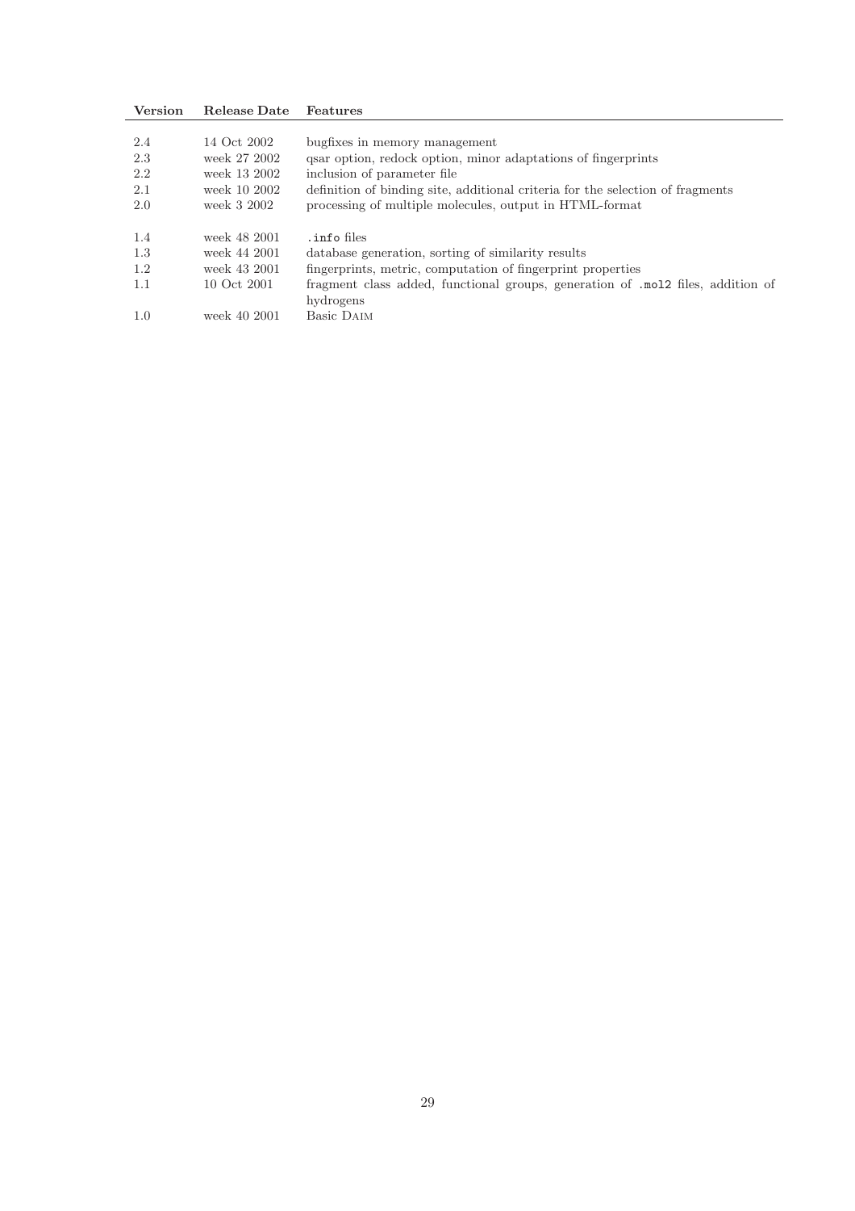| Version | Release Date | Features |
|---|---|---|
| 2.4 | 14 Oct 2002 | bugfixes in memory management |
| 2.3 | week 27 2002 | qsar option, redock option, minor adaptations of fingerprints |
| 2.2 | week 13 2002 | inclusion of parameter file |
| 2.1 | week 10 2002 | definition of binding site, additional criteria for the selection of fragments |
| 2.0 | week 3 2002 | processing of multiple molecules, output in HTML-format |
| 1.4 | week 48 2001 | `.info` files |
| 1.3 | week 44 2001 | database generation, sorting of similarity results |
| 1.2 | week 43 2001 | fingerprints, metric, computation of fingerprint properties |
| 1.1 | 10 Oct 2001 | fragment class added, functional groups, generation of `.mol2` files, addition of hydrogens |
| 1.0 | week 40 2001 | Basic DAIM |